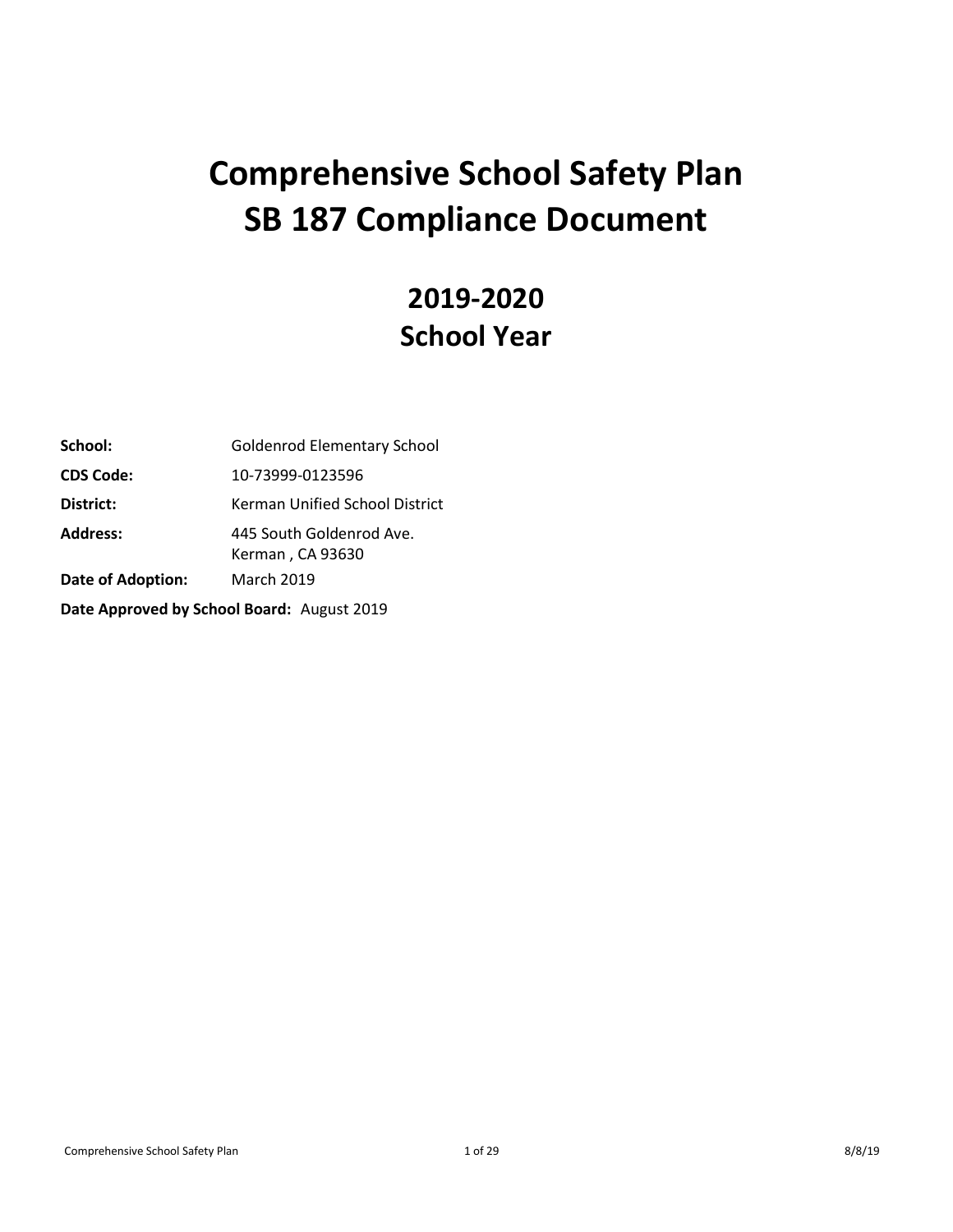# Comprehensive School Safety Plan
# SB 187 Compliance Document

## 2019-2020
## School Year

**School:** Goldenrod Elementary School

**CDS Code:** 10-73999-0123596

**District:** Kerman Unified School District

**Address:** 445 South Goldenrod Ave.
Kerman , CA 93630

**Date of Adoption:** March 2019

**Date Approved by School Board:** August 2019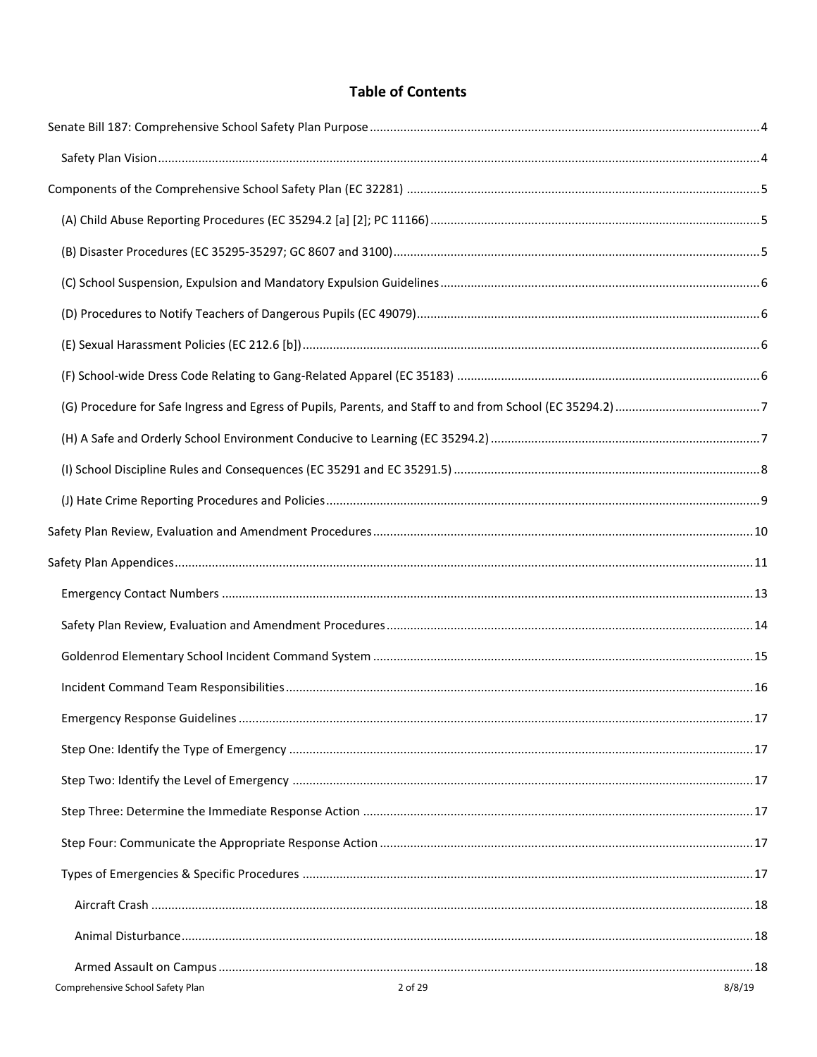## Table of Contents

- Senate Bill 187: Comprehensive School Safety Plan Purpose ........ 4
  - Safety Plan Vision ........ 4
- Components of the Comprehensive School Safety Plan (EC 32281) ........ 5
  - (A) Child Abuse Reporting Procedures (EC 35294.2 [a] [2]; PC 11166) ........ 5
  - (B) Disaster Procedures (EC 35295-35297; GC 8607 and 3100) ........ 5
  - (C) School Suspension, Expulsion and Mandatory Expulsion Guidelines ........ 6
  - (D) Procedures to Notify Teachers of Dangerous Pupils (EC 49079) ........ 6
  - (E) Sexual Harassment Policies (EC 212.6 [b]) ........ 6
  - (F) School-wide Dress Code Relating to Gang-Related Apparel (EC 35183) ........ 6
  - (G) Procedure for Safe Ingress and Egress of Pupils, Parents, and Staff to and from School (EC 35294.2) ........ 7
  - (H) A Safe and Orderly School Environment Conducive to Learning (EC 35294.2) ........ 7
  - (I) School Discipline Rules and Consequences (EC 35291 and EC 35291.5) ........ 8
  - (J) Hate Crime Reporting Procedures and Policies ........ 9
- Safety Plan Review, Evaluation and Amendment Procedures ........ 10
- Safety Plan Appendices ........ 11
  - Emergency Contact Numbers ........ 13
  - Safety Plan Review, Evaluation and Amendment Procedures ........ 14
  - Goldenrod Elementary School Incident Command System ........ 15
  - Incident Command Team Responsibilities ........ 16
  - Emergency Response Guidelines ........ 17
  - Step One: Identify the Type of Emergency ........ 17
  - Step Two: Identify the Level of Emergency ........ 17
  - Step Three: Determine the Immediate Response Action ........ 17
  - Step Four: Communicate the Appropriate Response Action ........ 17
  - Types of Emergencies & Specific Procedures ........ 17
    - Aircraft Crash ........ 18
    - Animal Disturbance ........ 18
    - Armed Assault on Campus ........ 18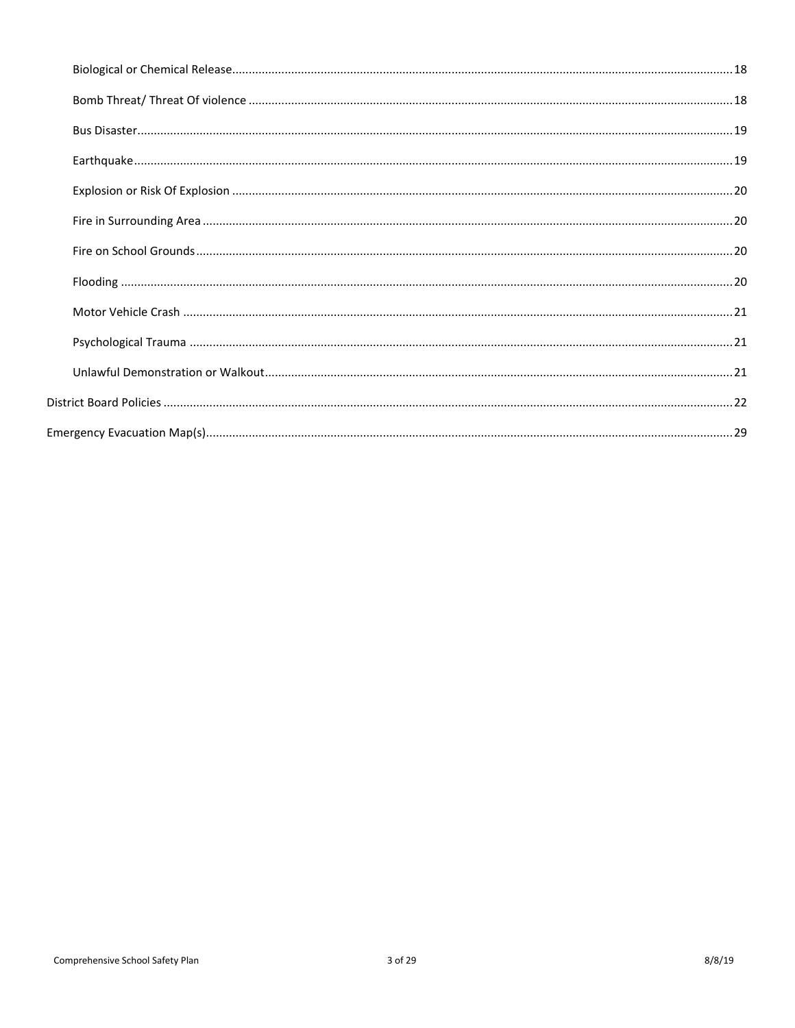- Biological or Chemical Release ..... 18
- Bomb Threat/ Threat Of violence ..... 18
- Bus Disaster ..... 19
- Earthquake ..... 19
- Explosion or Risk Of Explosion ..... 20
- Fire in Surrounding Area ..... 20
- Fire on School Grounds ..... 20
- Flooding ..... 20
- Motor Vehicle Crash ..... 21
- Psychological Trauma ..... 21
- Unlawful Demonstration or Walkout ..... 21

District Board Policies ..... 22

Emergency Evacuation Map(s) ..... 29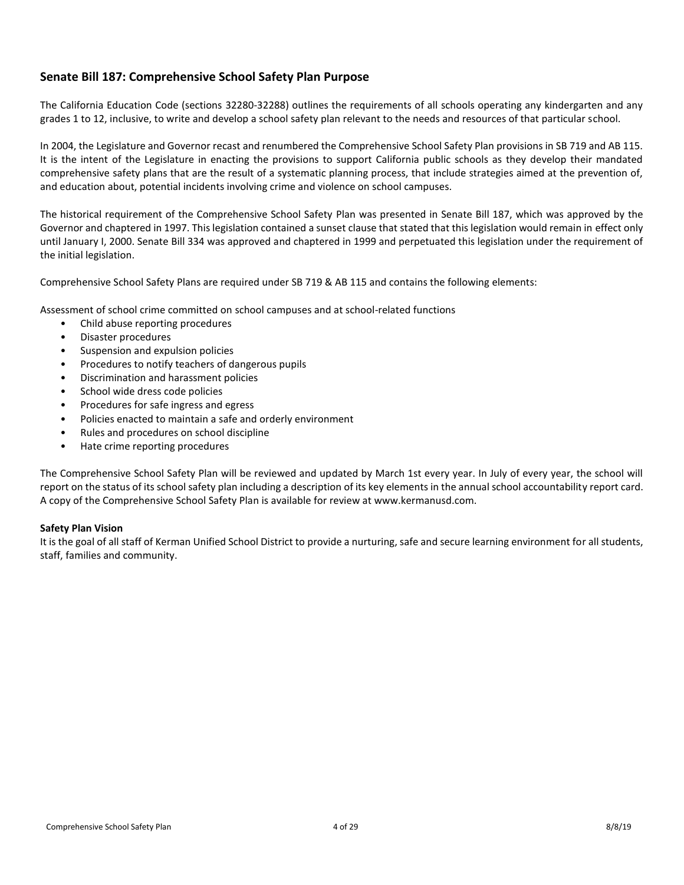## Senate Bill 187: Comprehensive School Safety Plan Purpose

The California Education Code (sections 32280-32288) outlines the requirements of all schools operating any kindergarten and any grades 1 to 12, inclusive, to write and develop a school safety plan relevant to the needs and resources of that particular school.

In 2004, the Legislature and Governor recast and renumbered the Comprehensive School Safety Plan provisions in SB 719 and AB 115. It is the intent of the Legislature in enacting the provisions to support California public schools as they develop their mandated comprehensive safety plans that are the result of a systematic planning process, that include strategies aimed at the prevention of, and education about, potential incidents involving crime and violence on school campuses.

The historical requirement of the Comprehensive School Safety Plan was presented in Senate Bill 187, which was approved by the Governor and chaptered in 1997. This legislation contained a sunset clause that stated that this legislation would remain in effect only until January I, 2000. Senate Bill 334 was approved and chaptered in 1999 and perpetuated this legislation under the requirement of the initial legislation.

Comprehensive School Safety Plans are required under SB 719 & AB 115 and contains the following elements:

Assessment of school crime committed on school campuses and at school-related functions

- Child abuse reporting procedures
- Disaster procedures
- Suspension and expulsion policies
- Procedures to notify teachers of dangerous pupils
- Discrimination and harassment policies
- School wide dress code policies
- Procedures for safe ingress and egress
- Policies enacted to maintain a safe and orderly environment
- Rules and procedures on school discipline
- Hate crime reporting procedures

The Comprehensive School Safety Plan will be reviewed and updated by March 1st every year. In July of every year, the school will report on the status of its school safety plan including a description of its key elements in the annual school accountability report card. A copy of the Comprehensive School Safety Plan is available for review at www.kermanusd.com.

**Safety Plan Vision**

It is the goal of all staff of Kerman Unified School District to provide a nurturing, safe and secure learning environment for all students, staff, families and community.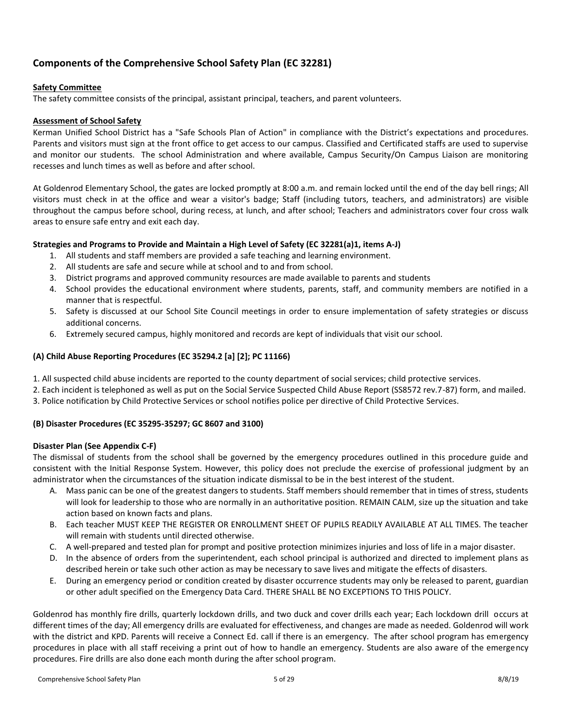## Components of the Comprehensive School Safety Plan (EC 32281)

### Safety Committee

The safety committee consists of the principal, assistant principal, teachers, and parent volunteers.

### Assessment of School Safety

Kerman Unified School District has a "Safe Schools Plan of Action" in compliance with the District's expectations and procedures. Parents and visitors must sign at the front office to get access to our campus. Classified and Certificated staffs are used to supervise and monitor our students. The school Administration and where available, Campus Security/On Campus Liaison are monitoring recesses and lunch times as well as before and after school.

At Goldenrod Elementary School, the gates are locked promptly at 8:00 a.m. and remain locked until the end of the day bell rings; All visitors must check in at the office and wear a visitor's badge; Staff (including tutors, teachers, and administrators) are visible throughout the campus before school, during recess, at lunch, and after school; Teachers and administrators cover four cross walk areas to ensure safe entry and exit each day.

### Strategies and Programs to Provide and Maintain a High Level of Safety (EC 32281(a)1, items A-J)

1. All students and staff members are provided a safe teaching and learning environment.
2. All students are safe and secure while at school and to and from school.
3. District programs and approved community resources are made available to parents and students
4. School provides the educational environment where students, parents, staff, and community members are notified in a manner that is respectful.
5. Safety is discussed at our School Site Council meetings in order to ensure implementation of safety strategies or discuss additional concerns.
6. Extremely secured campus, highly monitored and records are kept of individuals that visit our school.

### (A) Child Abuse Reporting Procedures (EC 35294.2 [a] [2]; PC 11166)

1. All suspected child abuse incidents are reported to the county department of social services; child protective services.
2. Each incident is telephoned as well as put on the Social Service Suspected Child Abuse Report (SS8572 rev.7-87) form, and mailed.
3. Police notification by Child Protective Services or school notifies police per directive of Child Protective Services.

### (B) Disaster Procedures (EC 35295-35297; GC 8607 and 3100)

#### Disaster Plan (See Appendix C-F)

The dismissal of students from the school shall be governed by the emergency procedures outlined in this procedure guide and consistent with the Initial Response System. However, this policy does not preclude the exercise of professional judgment by an administrator when the circumstances of the situation indicate dismissal to be in the best interest of the student.

A. Mass panic can be one of the greatest dangers to students. Staff members should remember that in times of stress, students will look for leadership to those who are normally in an authoritative position. REMAIN CALM, size up the situation and take action based on known facts and plans.

B. Each teacher MUST KEEP THE REGISTER OR ENROLLMENT SHEET OF PUPILS READILY AVAILABLE AT ALL TIMES. The teacher will remain with students until directed otherwise.

C. A well-prepared and tested plan for prompt and positive protection minimizes injuries and loss of life in a major disaster.

D. In the absence of orders from the superintendent, each school principal is authorized and directed to implement plans as described herein or take such other action as may be necessary to save lives and mitigate the effects of disasters.

E. During an emergency period or condition created by disaster occurrence students may only be released to parent, guardian or other adult specified on the Emergency Data Card. THERE SHALL BE NO EXCEPTIONS TO THIS POLICY.

Goldenrod has monthly fire drills, quarterly lockdown drills, and two duck and cover drills each year; Each lockdown drill occurs at different times of the day; All emergency drills are evaluated for effectiveness, and changes are made as needed. Goldenrod will work with the district and KPD. Parents will receive a Connect Ed. call if there is an emergency. The after school program has emergency procedures in place with all staff receiving a print out of how to handle an emergency. Students are also aware of the emergency procedures. Fire drills are also done each month during the after school program.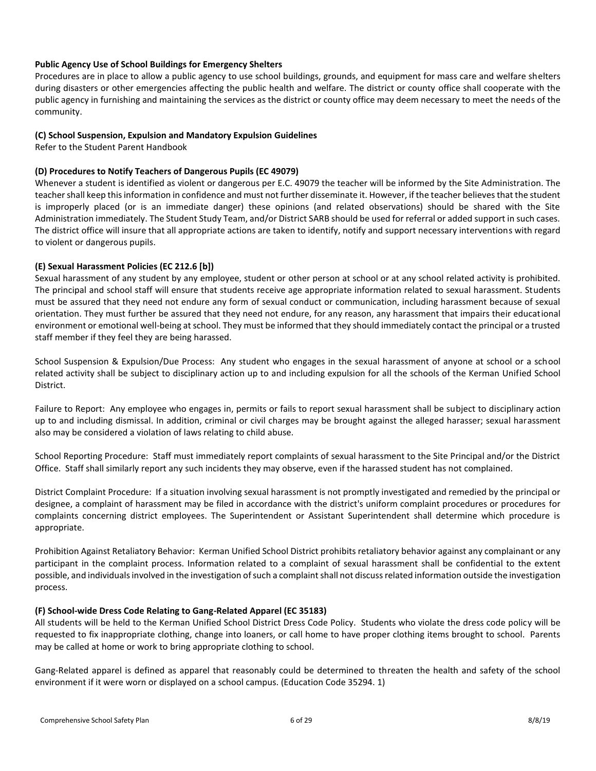**Public Agency Use of School Buildings for Emergency Shelters**

Procedures are in place to allow a public agency to use school buildings, grounds, and equipment for mass care and welfare shelters during disasters or other emergencies affecting the public health and welfare. The district or county office shall cooperate with the public agency in furnishing and maintaining the services as the district or county office may deem necessary to meet the needs of the community.

**(C) School Suspension, Expulsion and Mandatory Expulsion Guidelines**

Refer to the Student Parent Handbook

**(D) Procedures to Notify Teachers of Dangerous Pupils (EC 49079)**

Whenever a student is identified as violent or dangerous per E.C. 49079 the teacher will be informed by the Site Administration. The teacher shall keep this information in confidence and must not further disseminate it. However, if the teacher believes that the student is improperly placed (or is an immediate danger) these opinions (and related observations) should be shared with the Site Administration immediately. The Student Study Team, and/or District SARB should be used for referral or added support in such cases. The district office will insure that all appropriate actions are taken to identify, notify and support necessary interventions with regard to violent or dangerous pupils.

**(E) Sexual Harassment Policies (EC 212.6 [b])**

Sexual harassment of any student by any employee, student or other person at school or at any school related activity is prohibited. The principal and school staff will ensure that students receive age appropriate information related to sexual harassment. Students must be assured that they need not endure any form of sexual conduct or communication, including harassment because of sexual orientation. They must further be assured that they need not endure, for any reason, any harassment that impairs their educational environment or emotional well-being at school. They must be informed that they should immediately contact the principal or a trusted staff member if they feel they are being harassed.

School Suspension & Expulsion/Due Process: Any student who engages in the sexual harassment of anyone at school or a school related activity shall be subject to disciplinary action up to and including expulsion for all the schools of the Kerman Unified School District.

Failure to Report: Any employee who engages in, permits or fails to report sexual harassment shall be subject to disciplinary action up to and including dismissal. In addition, criminal or civil charges may be brought against the alleged harasser; sexual harassment also may be considered a violation of laws relating to child abuse.

School Reporting Procedure: Staff must immediately report complaints of sexual harassment to the Site Principal and/or the District Office. Staff shall similarly report any such incidents they may observe, even if the harassed student has not complained.

District Complaint Procedure: If a situation involving sexual harassment is not promptly investigated and remedied by the principal or designee, a complaint of harassment may be filed in accordance with the district's uniform complaint procedures or procedures for complaints concerning district employees. The Superintendent or Assistant Superintendent shall determine which procedure is appropriate.

Prohibition Against Retaliatory Behavior: Kerman Unified School District prohibits retaliatory behavior against any complainant or any participant in the complaint process. Information related to a complaint of sexual harassment shall be confidential to the extent possible, and individuals involved in the investigation of such a complaint shall not discuss related information outside the investigation process.

**(F) School-wide Dress Code Relating to Gang-Related Apparel (EC 35183)**

All students will be held to the Kerman Unified School District Dress Code Policy. Students who violate the dress code policy will be requested to fix inappropriate clothing, change into loaners, or call home to have proper clothing items brought to school. Parents may be called at home or work to bring appropriate clothing to school.

Gang-Related apparel is defined as apparel that reasonably could be determined to threaten the health and safety of the school environment if it were worn or displayed on a school campus. (Education Code 35294. 1)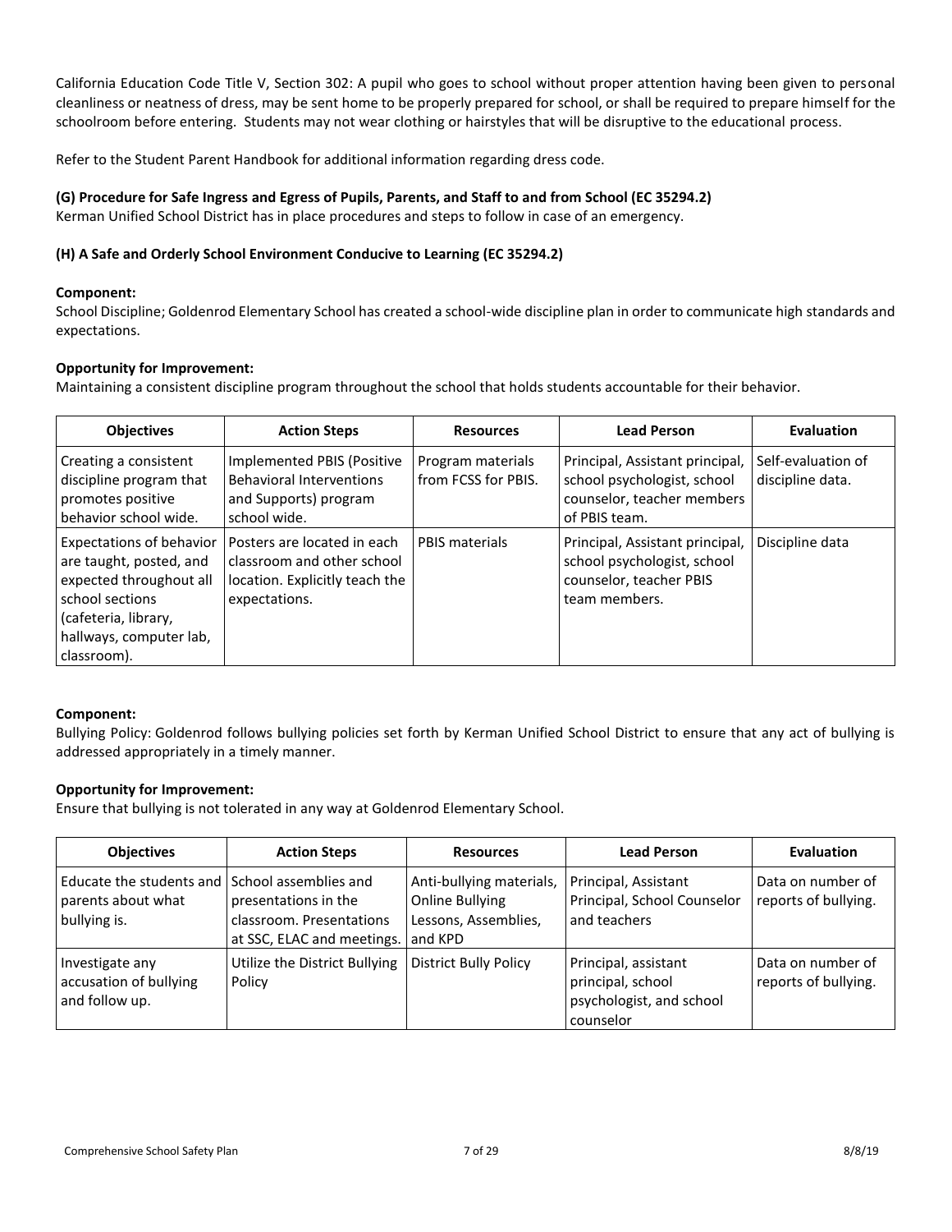California Education Code Title V, Section 302: A pupil who goes to school without proper attention having been given to personal cleanliness or neatness of dress, may be sent home to be properly prepared for school, or shall be required to prepare himself for the schoolroom before entering. Students may not wear clothing or hairstyles that will be disruptive to the educational process.

Refer to the Student Parent Handbook for additional information regarding dress code.

### (G) Procedure for Safe Ingress and Egress of Pupils, Parents, and Staff to and from School (EC 35294.2)

Kerman Unified School District has in place procedures and steps to follow in case of an emergency.

### (H) A Safe and Orderly School Environment Conducive to Learning (EC 35294.2)

**Component:**

School Discipline; Goldenrod Elementary School has created a school-wide discipline plan in order to communicate high standards and expectations.

**Opportunity for Improvement:**

Maintaining a consistent discipline program throughout the school that holds students accountable for their behavior.

| Objectives | Action Steps | Resources | Lead Person | Evaluation |
|---|---|---|---|---|
| Creating a consistent discipline program that promotes positive behavior school wide. | Implemented PBIS (Positive Behavioral Interventions and Supports) program school wide. | Program materials from FCSS for PBIS. | Principal, Assistant principal, school psychologist, school counselor, teacher members of PBIS team. | Self-evaluation of discipline data. |
| Expectations of behavior are taught, posted, and expected throughout all school sections (cafeteria, library, hallways, computer lab, classroom). | Posters are located in each classroom and other school location. Explicitly teach the expectations. | PBIS materials | Principal, Assistant principal, school psychologist, school counselor, teacher PBIS team members. | Discipline data |

**Component:**

Bullying Policy: Goldenrod follows bullying policies set forth by Kerman Unified School District to ensure that any act of bullying is addressed appropriately in a timely manner.

**Opportunity for Improvement:**

Ensure that bullying is not tolerated in any way at Goldenrod Elementary School.

| Objectives | Action Steps | Resources | Lead Person | Evaluation |
|---|---|---|---|---|
| Educate the students and parents about what bullying is. | School assemblies and presentations in the classroom. Presentations at SSC, ELAC and meetings. | Anti-bullying materials, Online Bullying Lessons, Assemblies, and KPD | Principal, Assistant Principal, School Counselor and teachers | Data on number of reports of bullying. |
| Investigate any accusation of bullying and follow up. | Utilize the District Bullying Policy | District Bully Policy | Principal, assistant principal, school psychologist, and school counselor | Data on number of reports of bullying. |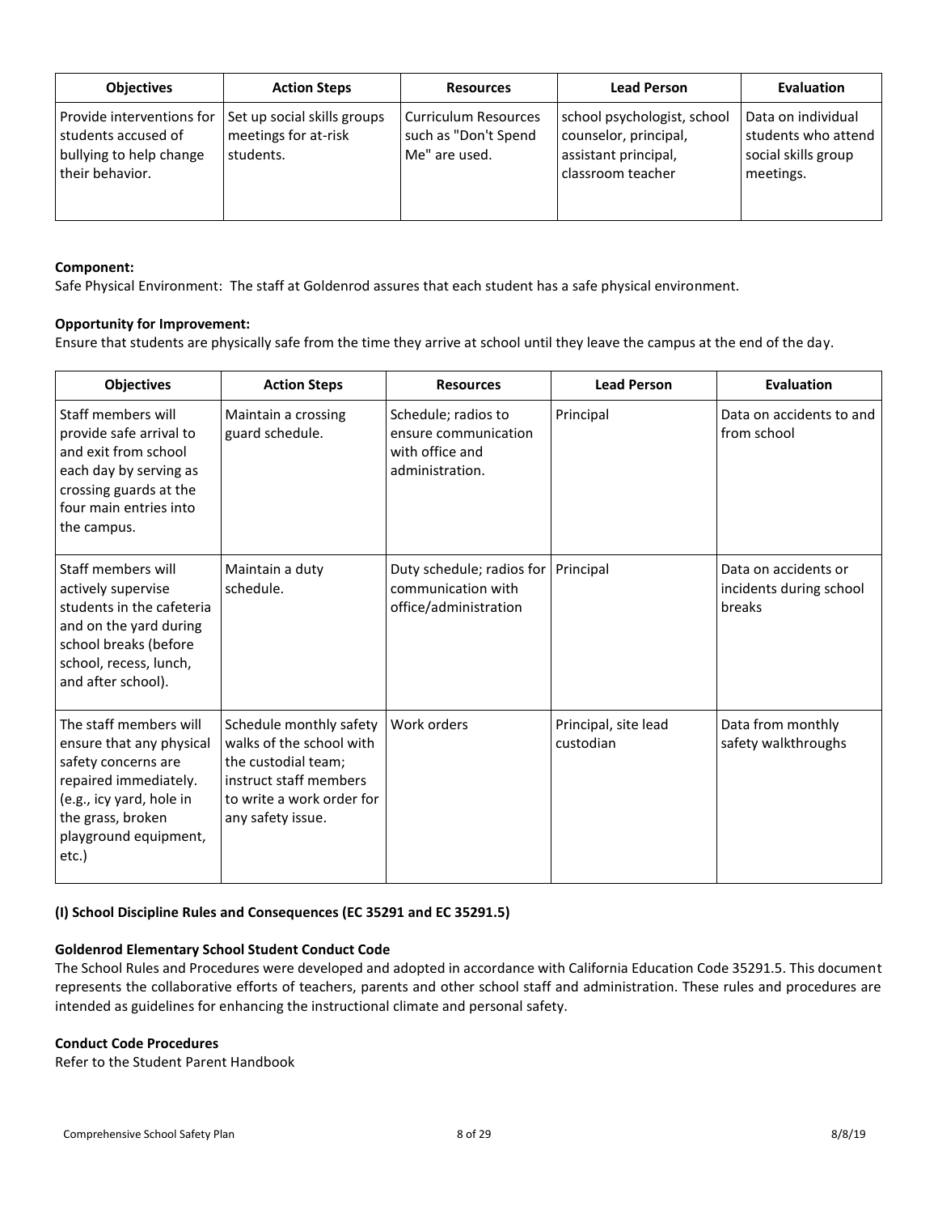| Objectives | Action Steps | Resources | Lead Person | Evaluation |
| --- | --- | --- | --- | --- |
| Provide interventions for students accused of bullying to help change their behavior. | Set up social skills groups meetings for at-risk students. | Curriculum Resources such as "Don't Spend Me" are used. | school psychologist, school counselor, principal, assistant principal, classroom teacher | Data on individual students who attend social skills group meetings. |

**Component:**

Safe Physical Environment: The staff at Goldenrod assures that each student has a safe physical environment.

**Opportunity for Improvement:**

Ensure that students are physically safe from the time they arrive at school until they leave the campus at the end of the day.

| Objectives | Action Steps | Resources | Lead Person | Evaluation |
| --- | --- | --- | --- | --- |
| Staff members will provide safe arrival to and exit from school each day by serving as crossing guards at the four main entries into the campus. | Maintain a crossing guard schedule. | Schedule; radios to ensure communication with office and administration. | Principal | Data on accidents to and from school |
| Staff members will actively supervise students in the cafeteria and on the yard during school breaks (before school, recess, lunch, and after school). | Maintain a duty schedule. | Duty schedule; radios for communication with office/administration | Principal | Data on accidents or incidents during school breaks |
| The staff members will ensure that any physical safety concerns are repaired immediately. (e.g., icy yard, hole in the grass, broken playground equipment, etc.) | Schedule monthly safety walks of the school with the custodial team; instruct staff members to write a work order for any safety issue. | Work orders | Principal, site lead custodian | Data from monthly safety walkthroughs |

#### (I) School Discipline Rules and Consequences (EC 35291 and EC 35291.5)

**Goldenrod Elementary School Student Conduct Code**

The School Rules and Procedures were developed and adopted in accordance with California Education Code 35291.5. This document represents the collaborative efforts of teachers, parents and other school staff and administration. These rules and procedures are intended as guidelines for enhancing the instructional climate and personal safety.

**Conduct Code Procedures**

Refer to the Student Parent Handbook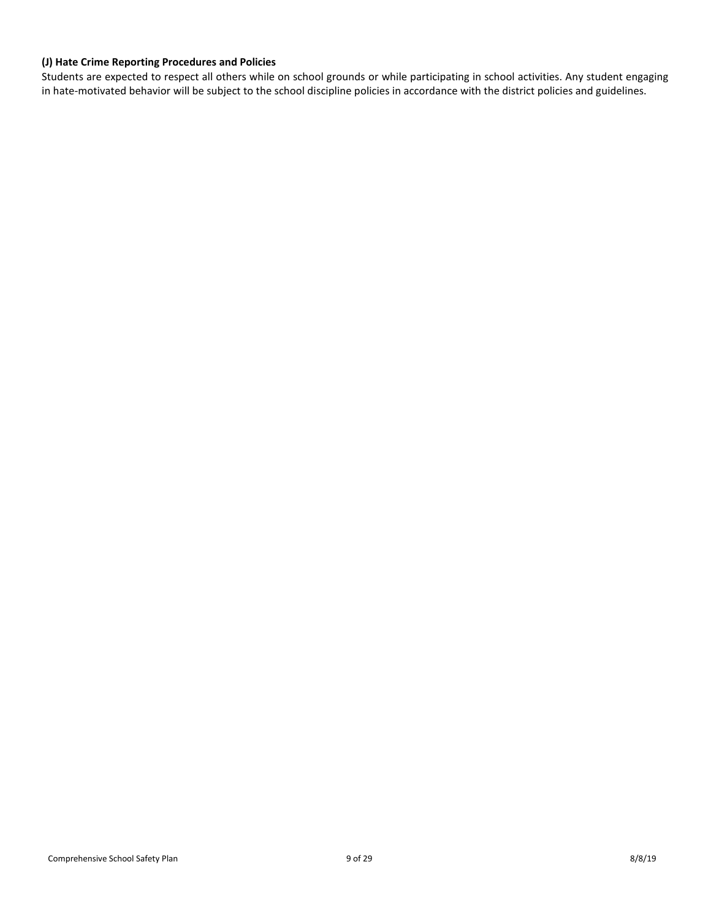**(J) Hate Crime Reporting Procedures and Policies**

Students are expected to respect all others while on school grounds or while participating in school activities. Any student engaging in hate-motivated behavior will be subject to the school discipline policies in accordance with the district policies and guidelines.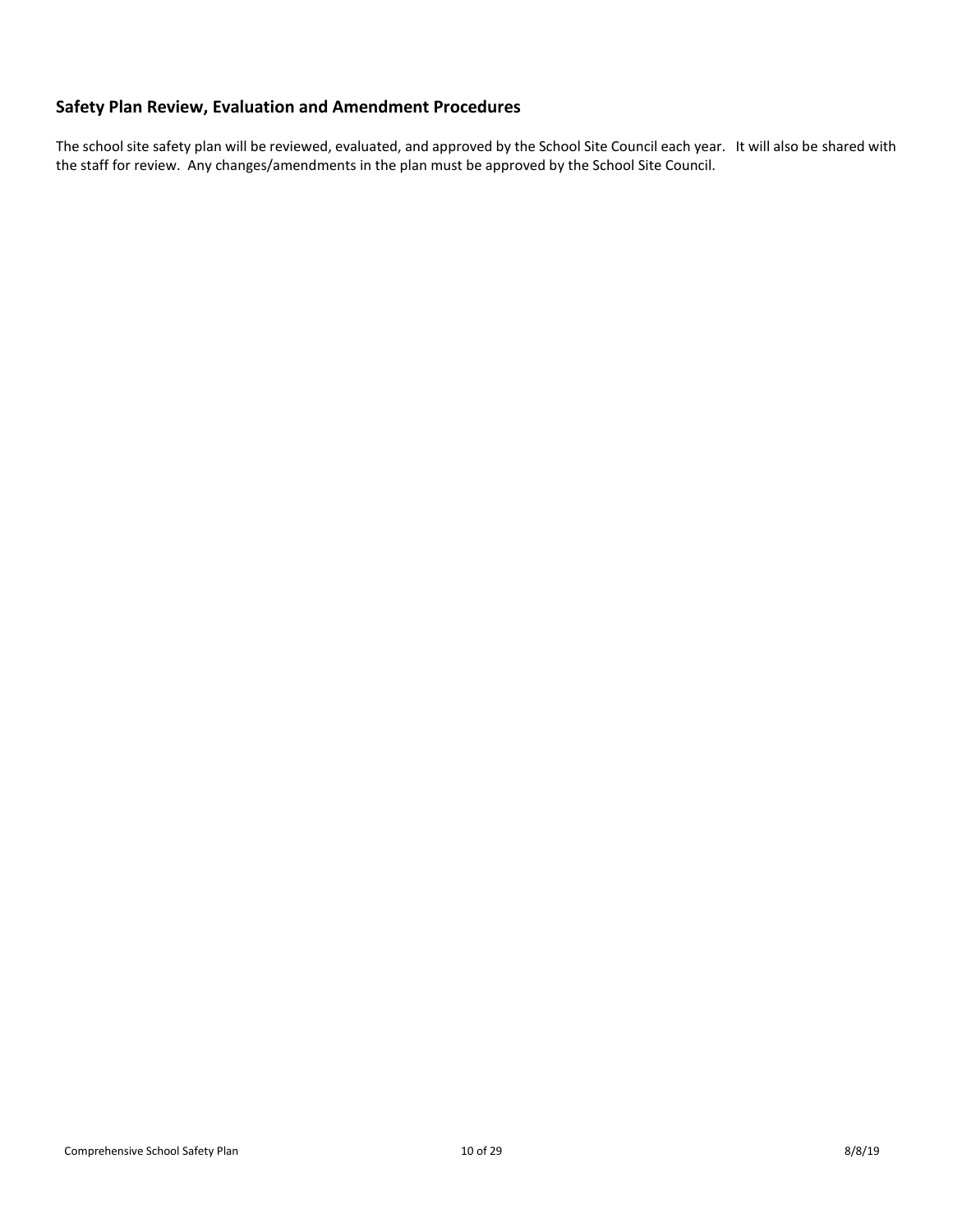## Safety Plan Review, Evaluation and Amendment Procedures

The school site safety plan will be reviewed, evaluated, and approved by the School Site Council each year. It will also be shared with the staff for review. Any changes/amendments in the plan must be approved by the School Site Council.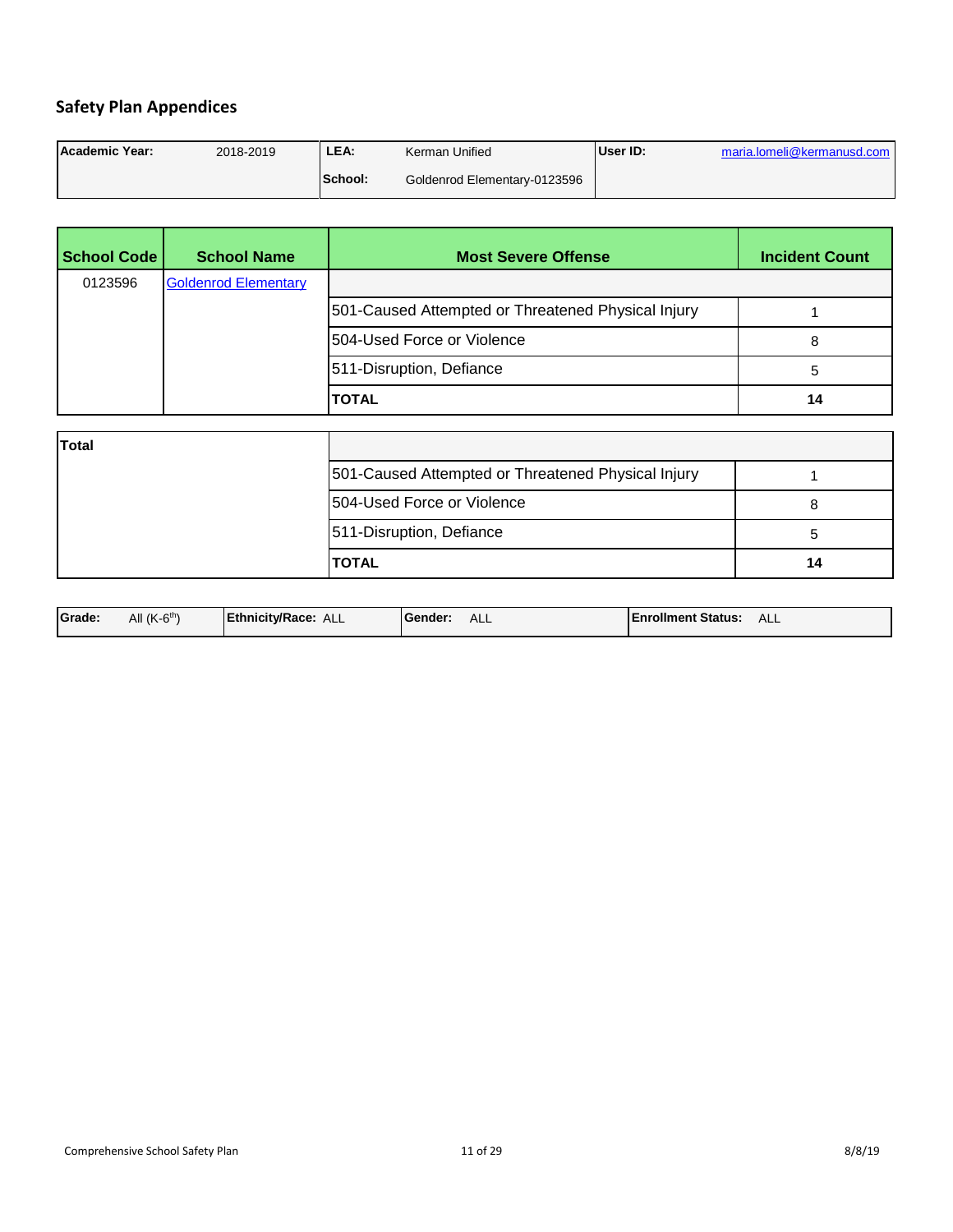## Safety Plan Appendices

| Academic Year: | 2018-2019 | LEA: | Kerman Unified | User ID: | maria.lomeli@kermanusd.com |
|---|---|---|---|---|---|
| | | School: | Goldenrod Elementary-0123596 | | |

| School Code | School Name | Most Severe Offense | Incident Count |
|---|---|---|---|
| 0123596 | Goldenrod Elementary | | |
| | | 501-Caused Attempted or Threatened Physical Injury | 1 |
| | | 504-Used Force or Violence | 8 |
| | | 511-Disruption, Defiance | 5 |
| | | **TOTAL** | **14** |

| Total | | |
|---|---|---|
| | 501-Caused Attempted or Threatened Physical Injury | 1 |
| | 504-Used Force or Violence | 8 |
| | 511-Disruption, Defiance | 5 |
| | **TOTAL** | **14** |

| Grade: | All (K-6th) | Ethnicity/Race: | ALL | Gender: | ALL | Enrollment Status: | ALL |
|---|---|---|---|---|---|---|---|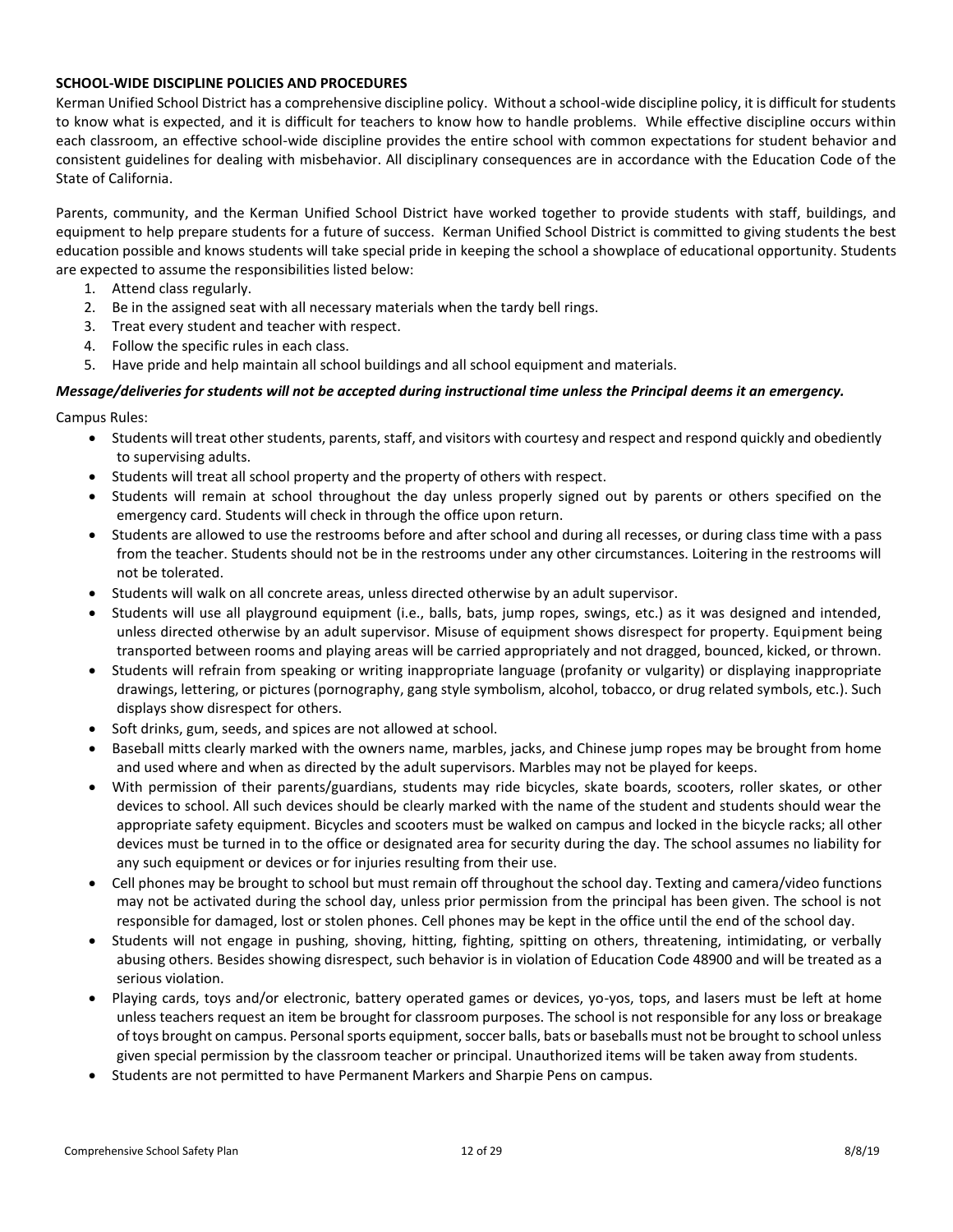**SCHOOL-WIDE DISCIPLINE POLICIES AND PROCEDURES**

Kerman Unified School District has a comprehensive discipline policy. Without a school-wide discipline policy, it is difficult for students to know what is expected, and it is difficult for teachers to know how to handle problems. While effective discipline occurs within each classroom, an effective school-wide discipline provides the entire school with common expectations for student behavior and consistent guidelines for dealing with misbehavior. All disciplinary consequences are in accordance with the Education Code of the State of California.

Parents, community, and the Kerman Unified School District have worked together to provide students with staff, buildings, and equipment to help prepare students for a future of success. Kerman Unified School District is committed to giving students the best education possible and knows students will take special pride in keeping the school a showplace of educational opportunity. Students are expected to assume the responsibilities listed below:

1. Attend class regularly.
2. Be in the assigned seat with all necessary materials when the tardy bell rings.
3. Treat every student and teacher with respect.
4. Follow the specific rules in each class.
5. Have pride and help maintain all school buildings and all school equipment and materials.

***Message/deliveries for students will not be accepted during instructional time unless the Principal deems it an emergency.***

Campus Rules:

- Students will treat other students, parents, staff, and visitors with courtesy and respect and respond quickly and obediently to supervising adults.
- Students will treat all school property and the property of others with respect.
- Students will remain at school throughout the day unless properly signed out by parents or others specified on the emergency card. Students will check in through the office upon return.
- Students are allowed to use the restrooms before and after school and during all recesses, or during class time with a pass from the teacher. Students should not be in the restrooms under any other circumstances. Loitering in the restrooms will not be tolerated.
- Students will walk on all concrete areas, unless directed otherwise by an adult supervisor.
- Students will use all playground equipment (i.e., balls, bats, jump ropes, swings, etc.) as it was designed and intended, unless directed otherwise by an adult supervisor. Misuse of equipment shows disrespect for property. Equipment being transported between rooms and playing areas will be carried appropriately and not dragged, bounced, kicked, or thrown.
- Students will refrain from speaking or writing inappropriate language (profanity or vulgarity) or displaying inappropriate drawings, lettering, or pictures (pornography, gang style symbolism, alcohol, tobacco, or drug related symbols, etc.). Such displays show disrespect for others.
- Soft drinks, gum, seeds, and spices are not allowed at school.
- Baseball mitts clearly marked with the owners name, marbles, jacks, and Chinese jump ropes may be brought from home and used where and when as directed by the adult supervisors. Marbles may not be played for keeps.
- With permission of their parents/guardians, students may ride bicycles, skate boards, scooters, roller skates, or other devices to school. All such devices should be clearly marked with the name of the student and students should wear the appropriate safety equipment. Bicycles and scooters must be walked on campus and locked in the bicycle racks; all other devices must be turned in to the office or designated area for security during the day. The school assumes no liability for any such equipment or devices or for injuries resulting from their use.
- Cell phones may be brought to school but must remain off throughout the school day. Texting and camera/video functions may not be activated during the school day, unless prior permission from the principal has been given. The school is not responsible for damaged, lost or stolen phones. Cell phones may be kept in the office until the end of the school day.
- Students will not engage in pushing, shoving, hitting, fighting, spitting on others, threatening, intimidating, or verbally abusing others. Besides showing disrespect, such behavior is in violation of Education Code 48900 and will be treated as a serious violation.
- Playing cards, toys and/or electronic, battery operated games or devices, yo-yos, tops, and lasers must be left at home unless teachers request an item be brought for classroom purposes. The school is not responsible for any loss or breakage of toys brought on campus. Personal sports equipment, soccer balls, bats or baseballs must not be brought to school unless given special permission by the classroom teacher or principal. Unauthorized items will be taken away from students.
- Students are not permitted to have Permanent Markers and Sharpie Pens on campus.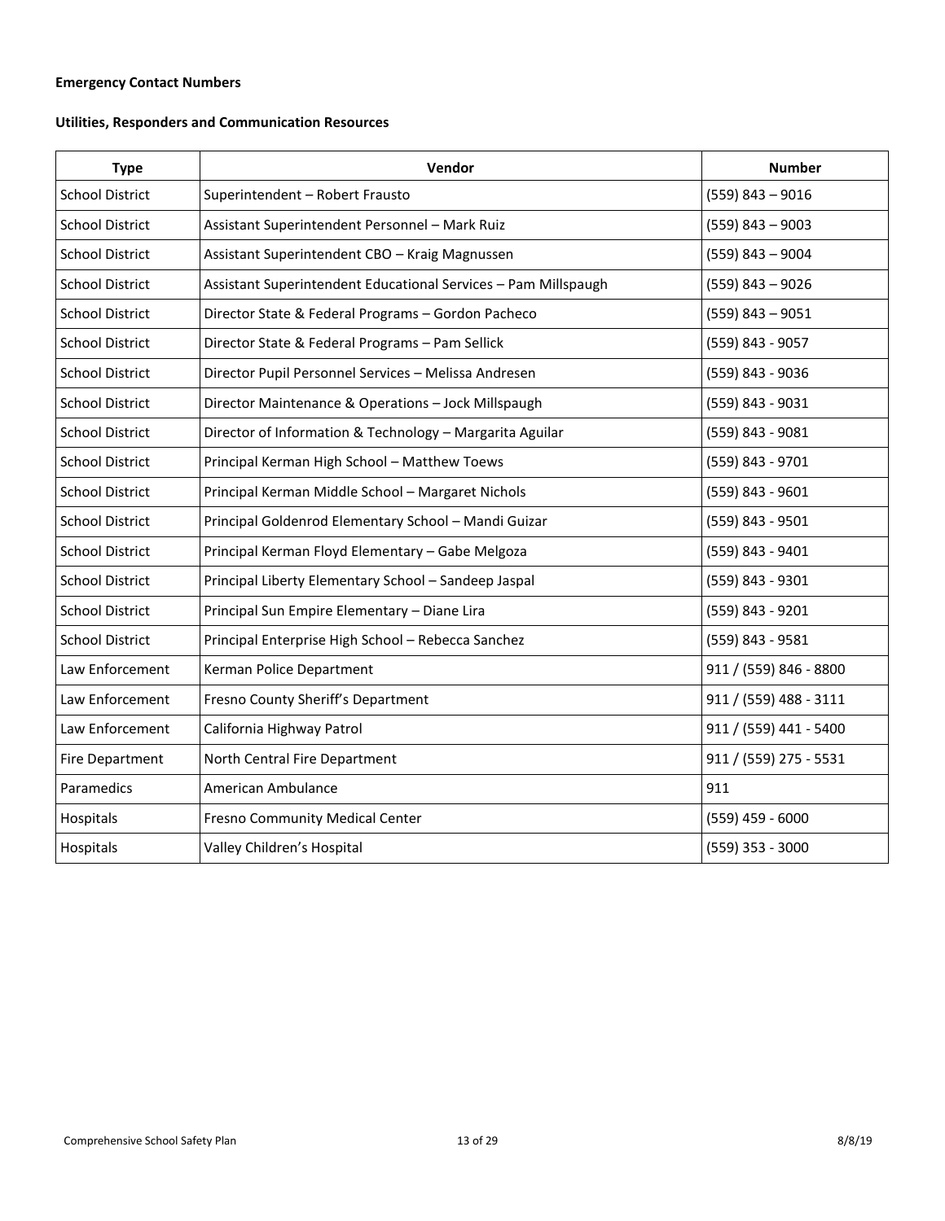**Emergency Contact Numbers**

**Utilities, Responders and Communication Resources**

| Type | Vendor | Number |
|---|---|---|
| School District | Superintendent – Robert Frausto | (559) 843 – 9016 |
| School District | Assistant Superintendent Personnel – Mark Ruiz | (559) 843 – 9003 |
| School District | Assistant Superintendent CBO – Kraig Magnussen | (559) 843 – 9004 |
| School District | Assistant Superintendent Educational Services – Pam Millspaugh | (559) 843 – 9026 |
| School District | Director State & Federal Programs – Gordon Pacheco | (559) 843 – 9051 |
| School District | Director State & Federal Programs – Pam Sellick | (559) 843 - 9057 |
| School District | Director Pupil Personnel Services – Melissa Andresen | (559) 843 - 9036 |
| School District | Director Maintenance & Operations – Jock Millspaugh | (559) 843 - 9031 |
| School District | Director of Information & Technology – Margarita Aguilar | (559) 843 - 9081 |
| School District | Principal Kerman High School – Matthew Toews | (559) 843 - 9701 |
| School District | Principal Kerman Middle School – Margaret Nichols | (559) 843 - 9601 |
| School District | Principal Goldenrod Elementary School – Mandi Guizar | (559) 843 - 9501 |
| School District | Principal Kerman Floyd Elementary – Gabe Melgoza | (559) 843 - 9401 |
| School District | Principal Liberty Elementary School – Sandeep Jaspal | (559) 843 - 9301 |
| School District | Principal Sun Empire Elementary – Diane Lira | (559) 843 - 9201 |
| School District | Principal Enterprise High School – Rebecca Sanchez | (559) 843 - 9581 |
| Law Enforcement | Kerman Police Department | 911 / (559) 846 - 8800 |
| Law Enforcement | Fresno County Sheriff's Department | 911 / (559) 488 - 3111 |
| Law Enforcement | California Highway Patrol | 911 / (559) 441 - 5400 |
| Fire Department | North Central Fire Department | 911 / (559) 275 - 5531 |
| Paramedics | American Ambulance | 911 |
| Hospitals | Fresno Community Medical Center | (559) 459 - 6000 |
| Hospitals | Valley Children's Hospital | (559) 353 - 3000 |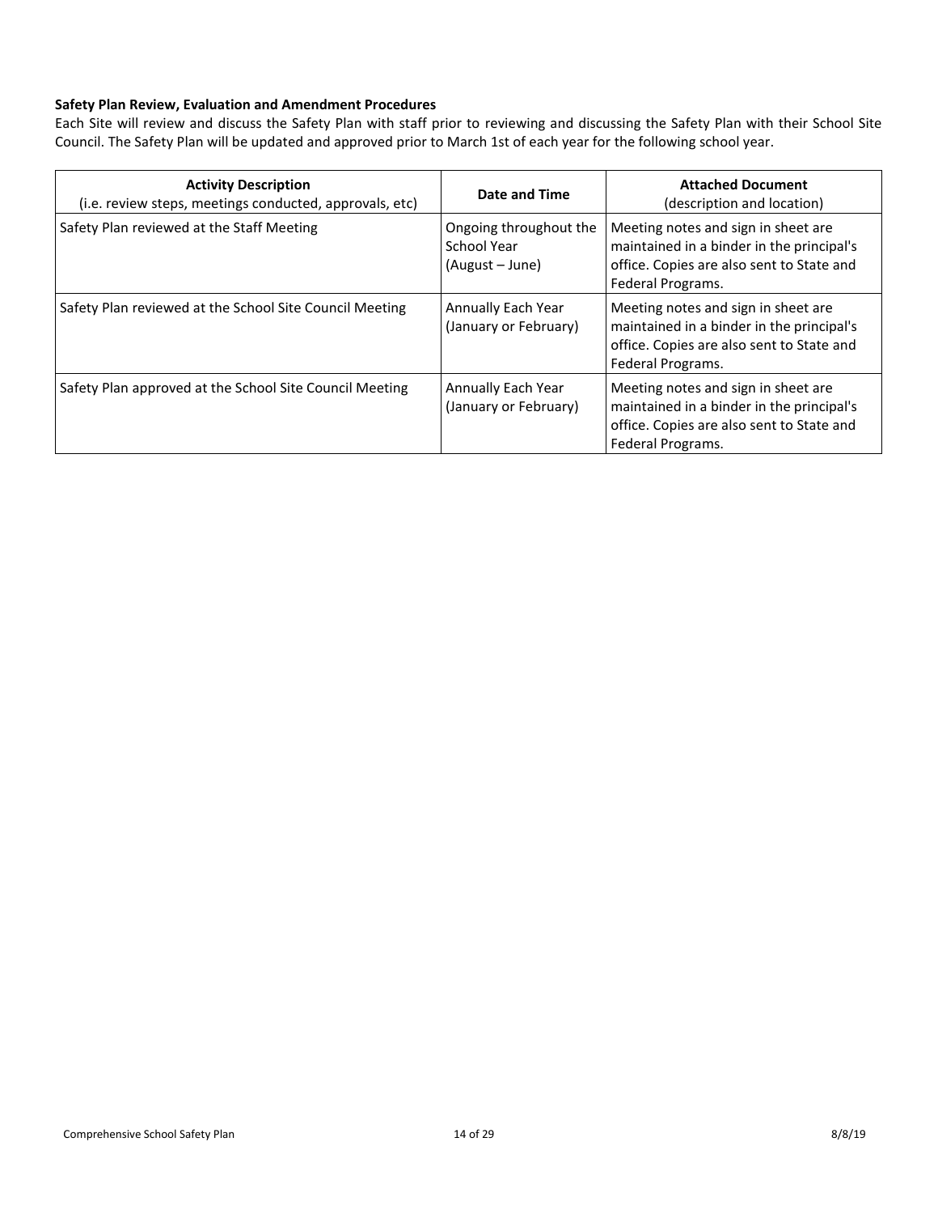**Safety Plan Review, Evaluation and Amendment Procedures**

Each Site will review and discuss the Safety Plan with staff prior to reviewing and discussing the Safety Plan with their School Site Council. The Safety Plan will be updated and approved prior to March 1st of each year for the following school year.

| **Activity Description** (i.e. review steps, meetings conducted, approvals, etc) | **Date and Time** | **Attached Document** (description and location) |
|---|---|---|
| Safety Plan reviewed at the Staff Meeting | Ongoing throughout the School Year (August – June) | Meeting notes and sign in sheet are maintained in a binder in the principal's office. Copies are also sent to State and Federal Programs. |
| Safety Plan reviewed at the School Site Council Meeting | Annually Each Year (January or February) | Meeting notes and sign in sheet are maintained in a binder in the principal's office. Copies are also sent to State and Federal Programs. |
| Safety Plan approved at the School Site Council Meeting | Annually Each Year (January or February) | Meeting notes and sign in sheet are maintained in a binder in the principal's office. Copies are also sent to State and Federal Programs. |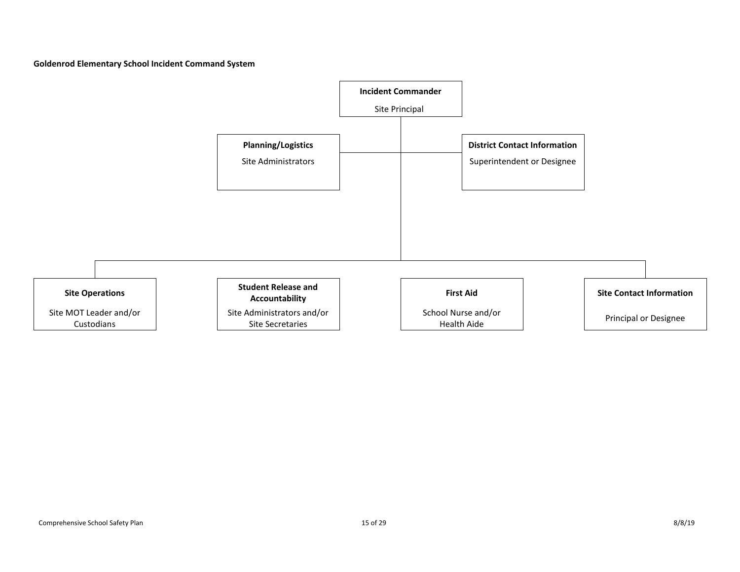**Goldenrod Elementary School Incident Command System**

**Incident Commander**
Site Principal

- **Planning/Logistics**
  Site Administrators
- **District Contact Information**
  Superintendent or Designee
- **Site Operations**
  Site MOT Leader and/or Custodians
- **Student Release and Accountability**
  Site Administrators and/or Site Secretaries
- **First Aid**
  School Nurse and/or Health Aide
- **Site Contact Information**
  Principal or Designee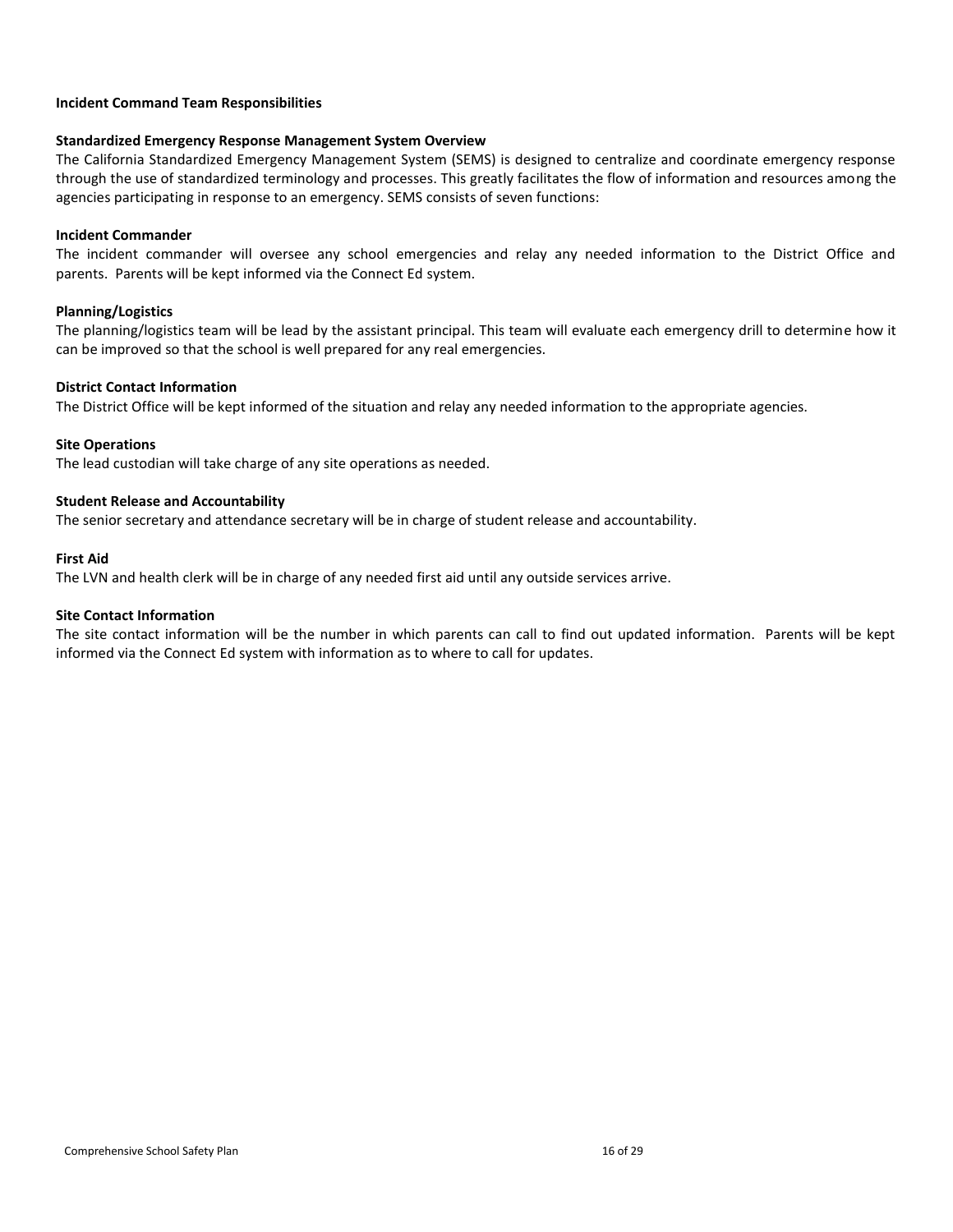**Incident Command Team Responsibilities**

**Standardized Emergency Response Management System Overview**

The California Standardized Emergency Management System (SEMS) is designed to centralize and coordinate emergency response through the use of standardized terminology and processes. This greatly facilitates the flow of information and resources among the agencies participating in response to an emergency. SEMS consists of seven functions:

**Incident Commander**

The incident commander will oversee any school emergencies and relay any needed information to the District Office and parents. Parents will be kept informed via the Connect Ed system.

**Planning/Logistics**

The planning/logistics team will be lead by the assistant principal. This team will evaluate each emergency drill to determine how it can be improved so that the school is well prepared for any real emergencies.

**District Contact Information**

The District Office will be kept informed of the situation and relay any needed information to the appropriate agencies.

**Site Operations**

The lead custodian will take charge of any site operations as needed.

**Student Release and Accountability**

The senior secretary and attendance secretary will be in charge of student release and accountability.

**First Aid**

The LVN and health clerk will be in charge of any needed first aid until any outside services arrive.

**Site Contact Information**

The site contact information will be the number in which parents can call to find out updated information. Parents will be kept informed via the Connect Ed system with information as to where to call for updates.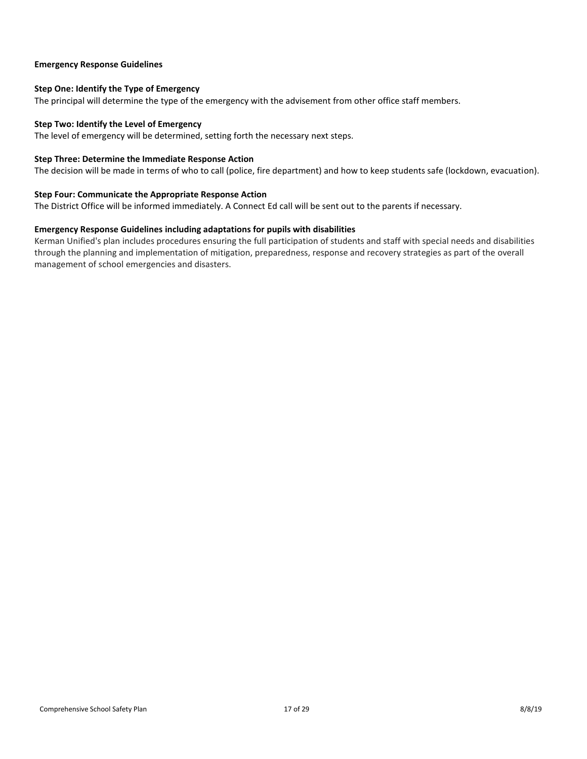**Emergency Response Guidelines**

**Step One: Identify the Type of Emergency**

The principal will determine the type of the emergency with the advisement from other office staff members.

**Step Two: Identify the Level of Emergency**

The level of emergency will be determined, setting forth the necessary next steps.

**Step Three: Determine the Immediate Response Action**

The decision will be made in terms of who to call (police, fire department) and how to keep students safe (lockdown, evacuation).

**Step Four: Communicate the Appropriate Response Action**

The District Office will be informed immediately. A Connect Ed call will be sent out to the parents if necessary.

**Emergency Response Guidelines including adaptations for pupils with disabilities**

Kerman Unified's plan includes procedures ensuring the full participation of students and staff with special needs and disabilities through the planning and implementation of mitigation, preparedness, response and recovery strategies as part of the overall management of school emergencies and disasters.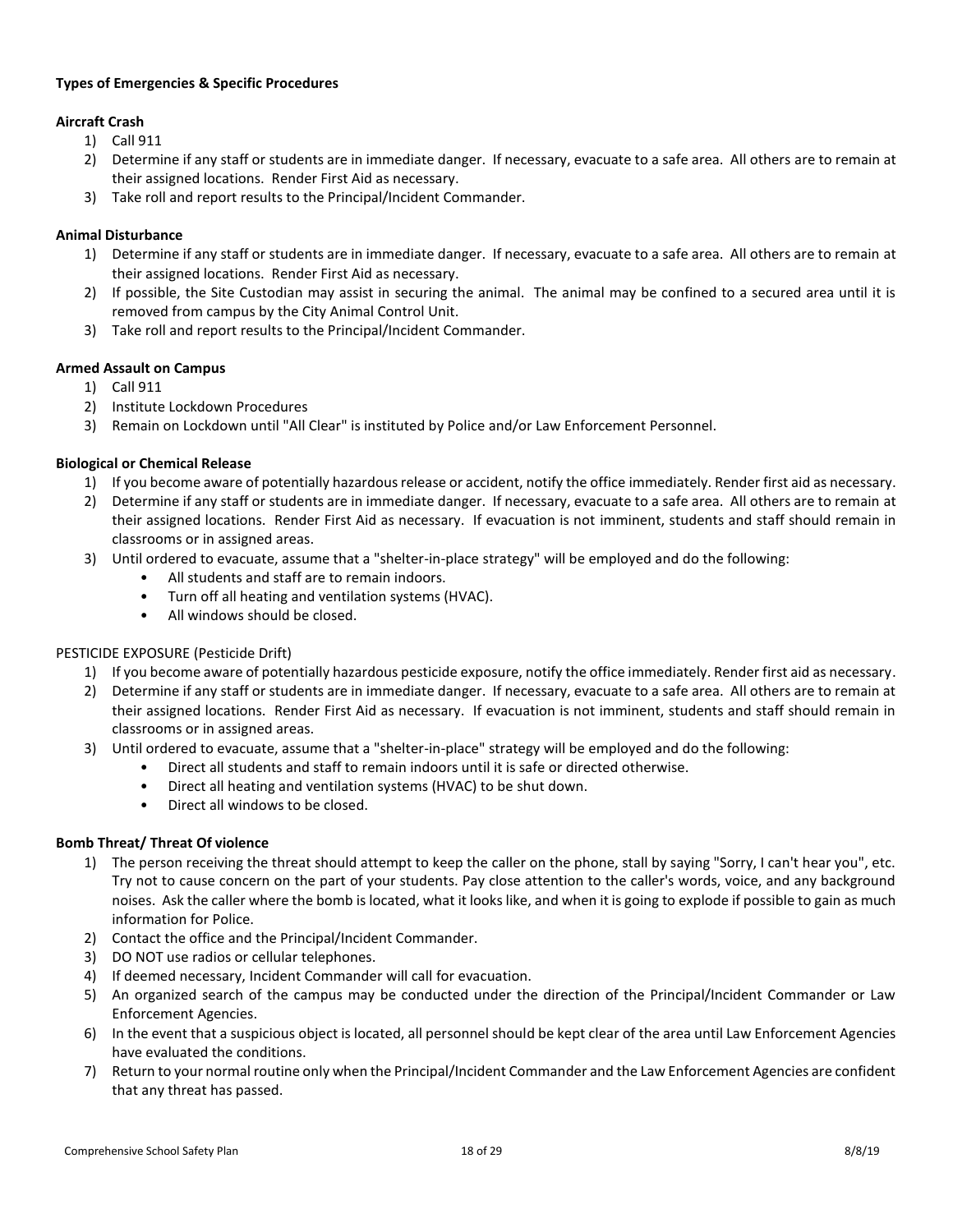**Types of Emergencies & Specific Procedures**

**Aircraft Crash**

1) Call 911
2) Determine if any staff or students are in immediate danger. If necessary, evacuate to a safe area. All others are to remain at their assigned locations. Render First Aid as necessary.
3) Take roll and report results to the Principal/Incident Commander.

**Animal Disturbance**

1) Determine if any staff or students are in immediate danger. If necessary, evacuate to a safe area. All others are to remain at their assigned locations. Render First Aid as necessary.
2) If possible, the Site Custodian may assist in securing the animal. The animal may be confined to a secured area until it is removed from campus by the City Animal Control Unit.
3) Take roll and report results to the Principal/Incident Commander.

**Armed Assault on Campus**

1) Call 911
2) Institute Lockdown Procedures
3) Remain on Lockdown until "All Clear" is instituted by Police and/or Law Enforcement Personnel.

**Biological or Chemical Release**

1) If you become aware of potentially hazardous release or accident, notify the office immediately. Render first aid as necessary.
2) Determine if any staff or students are in immediate danger. If necessary, evacuate to a safe area. All others are to remain at their assigned locations. Render First Aid as necessary. If evacuation is not imminent, students and staff should remain in classrooms or in assigned areas.
3) Until ordered to evacuate, assume that a "shelter-in-place strategy" will be employed and do the following:
   - All students and staff are to remain indoors.
   - Turn off all heating and ventilation systems (HVAC).
   - All windows should be closed.

PESTICIDE EXPOSURE (Pesticide Drift)

1) If you become aware of potentially hazardous pesticide exposure, notify the office immediately. Render first aid as necessary.
2) Determine if any staff or students are in immediate danger. If necessary, evacuate to a safe area. All others are to remain at their assigned locations. Render First Aid as necessary. If evacuation is not imminent, students and staff should remain in classrooms or in assigned areas.
3) Until ordered to evacuate, assume that a "shelter-in-place" strategy will be employed and do the following:
   - Direct all students and staff to remain indoors until it is safe or directed otherwise.
   - Direct all heating and ventilation systems (HVAC) to be shut down.
   - Direct all windows to be closed.

**Bomb Threat/ Threat Of violence**

1) The person receiving the threat should attempt to keep the caller on the phone, stall by saying "Sorry, I can't hear you", etc. Try not to cause concern on the part of your students. Pay close attention to the caller's words, voice, and any background noises. Ask the caller where the bomb is located, what it looks like, and when it is going to explode if possible to gain as much information for Police.
2) Contact the office and the Principal/Incident Commander.
3) DO NOT use radios or cellular telephones.
4) If deemed necessary, Incident Commander will call for evacuation.
5) An organized search of the campus may be conducted under the direction of the Principal/Incident Commander or Law Enforcement Agencies.
6) In the event that a suspicious object is located, all personnel should be kept clear of the area until Law Enforcement Agencies have evaluated the conditions.
7) Return to your normal routine only when the Principal/Incident Commander and the Law Enforcement Agencies are confident that any threat has passed.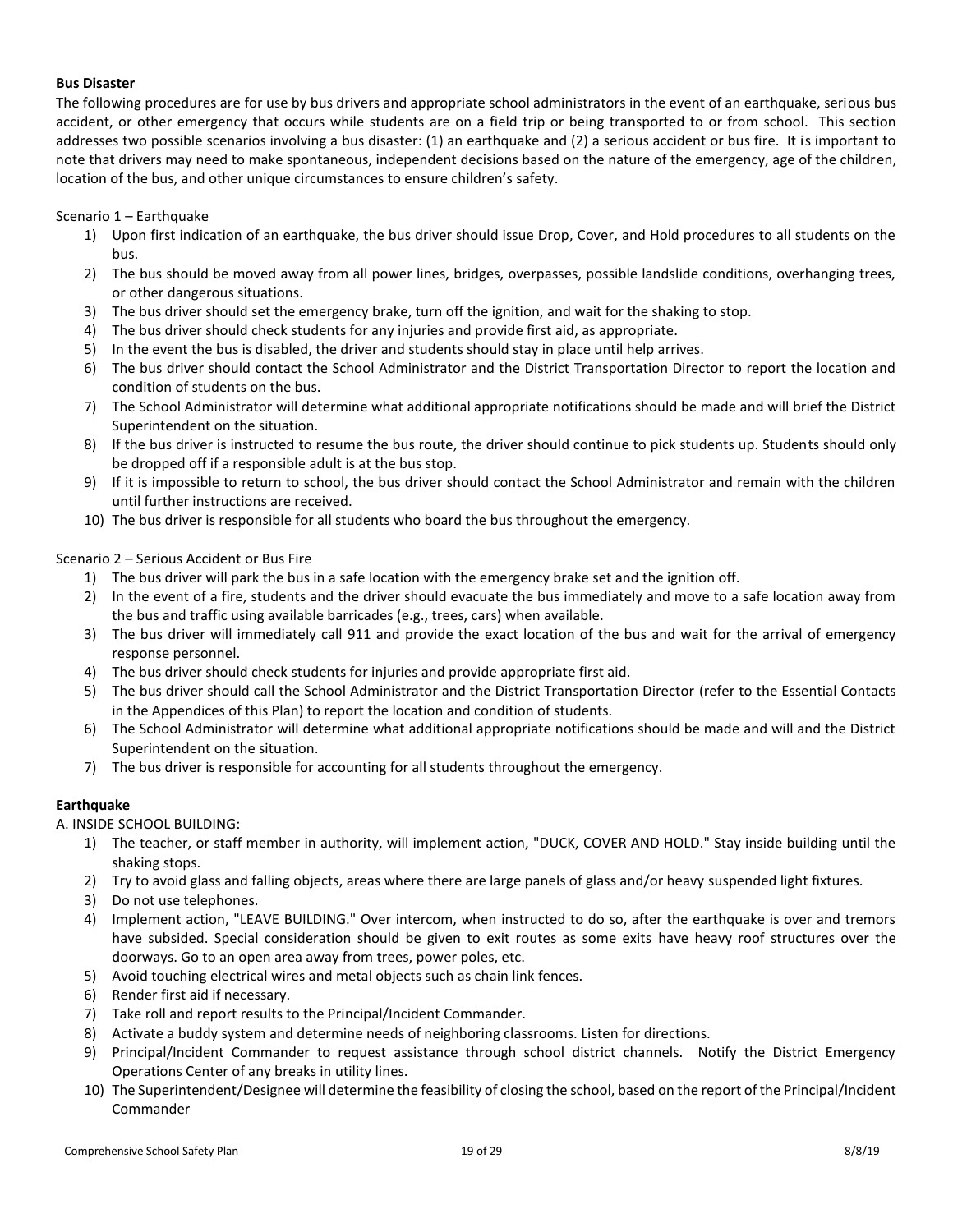**Bus Disaster**

The following procedures are for use by bus drivers and appropriate school administrators in the event of an earthquake, serious bus accident, or other emergency that occurs while students are on a field trip or being transported to or from school. This section addresses two possible scenarios involving a bus disaster: (1) an earthquake and (2) a serious accident or bus fire. It is important to note that drivers may need to make spontaneous, independent decisions based on the nature of the emergency, age of the children, location of the bus, and other unique circumstances to ensure children's safety.

Scenario 1 – Earthquake

1) Upon first indication of an earthquake, the bus driver should issue Drop, Cover, and Hold procedures to all students on the bus.
2) The bus should be moved away from all power lines, bridges, overpasses, possible landslide conditions, overhanging trees, or other dangerous situations.
3) The bus driver should set the emergency brake, turn off the ignition, and wait for the shaking to stop.
4) The bus driver should check students for any injuries and provide first aid, as appropriate.
5) In the event the bus is disabled, the driver and students should stay in place until help arrives.
6) The bus driver should contact the School Administrator and the District Transportation Director to report the location and condition of students on the bus.
7) The School Administrator will determine what additional appropriate notifications should be made and will brief the District Superintendent on the situation.
8) If the bus driver is instructed to resume the bus route, the driver should continue to pick students up. Students should only be dropped off if a responsible adult is at the bus stop.
9) If it is impossible to return to school, the bus driver should contact the School Administrator and remain with the children until further instructions are received.
10) The bus driver is responsible for all students who board the bus throughout the emergency.

Scenario 2 – Serious Accident or Bus Fire

1) The bus driver will park the bus in a safe location with the emergency brake set and the ignition off.
2) In the event of a fire, students and the driver should evacuate the bus immediately and move to a safe location away from the bus and traffic using available barricades (e.g., trees, cars) when available.
3) The bus driver will immediately call 911 and provide the exact location of the bus and wait for the arrival of emergency response personnel.
4) The bus driver should check students for injuries and provide appropriate first aid.
5) The bus driver should call the School Administrator and the District Transportation Director (refer to the Essential Contacts in the Appendices of this Plan) to report the location and condition of students.
6) The School Administrator will determine what additional appropriate notifications should be made and will and the District Superintendent on the situation.
7) The bus driver is responsible for accounting for all students throughout the emergency.

**Earthquake**

A. INSIDE SCHOOL BUILDING:

1) The teacher, or staff member in authority, will implement action, "DUCK, COVER AND HOLD." Stay inside building until the shaking stops.
2) Try to avoid glass and falling objects, areas where there are large panels of glass and/or heavy suspended light fixtures.
3) Do not use telephones.
4) Implement action, "LEAVE BUILDING." Over intercom, when instructed to do so, after the earthquake is over and tremors have subsided. Special consideration should be given to exit routes as some exits have heavy roof structures over the doorways. Go to an open area away from trees, power poles, etc.
5) Avoid touching electrical wires and metal objects such as chain link fences.
6) Render first aid if necessary.
7) Take roll and report results to the Principal/Incident Commander.
8) Activate a buddy system and determine needs of neighboring classrooms. Listen for directions.
9) Principal/Incident Commander to request assistance through school district channels. Notify the District Emergency Operations Center of any breaks in utility lines.
10) The Superintendent/Designee will determine the feasibility of closing the school, based on the report of the Principal/Incident Commander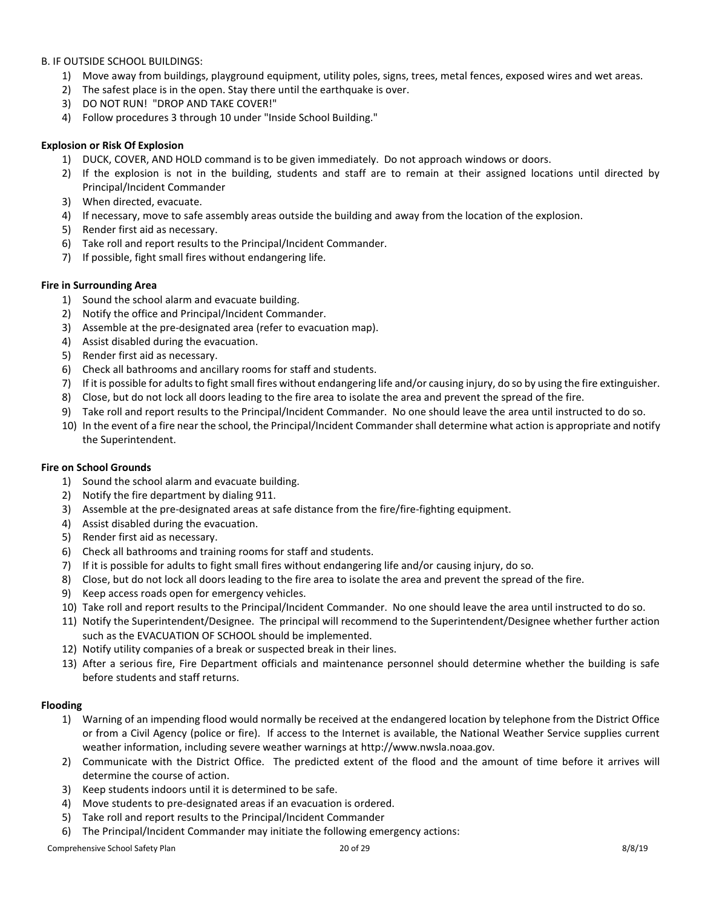B. IF OUTSIDE SCHOOL BUILDINGS:

1) Move away from buildings, playground equipment, utility poles, signs, trees, metal fences, exposed wires and wet areas.
2) The safest place is in the open. Stay there until the earthquake is over.
3) DO NOT RUN! "DROP AND TAKE COVER!"
4) Follow procedures 3 through 10 under "Inside School Building."

**Explosion or Risk Of Explosion**

1) DUCK, COVER, AND HOLD command is to be given immediately. Do not approach windows or doors.
2) If the explosion is not in the building, students and staff are to remain at their assigned locations until directed by Principal/Incident Commander
3) When directed, evacuate.
4) If necessary, move to safe assembly areas outside the building and away from the location of the explosion.
5) Render first aid as necessary.
6) Take roll and report results to the Principal/Incident Commander.
7) If possible, fight small fires without endangering life.

**Fire in Surrounding Area**

1) Sound the school alarm and evacuate building.
2) Notify the office and Principal/Incident Commander.
3) Assemble at the pre-designated area (refer to evacuation map).
4) Assist disabled during the evacuation.
5) Render first aid as necessary.
6) Check all bathrooms and ancillary rooms for staff and students.
7) If it is possible for adults to fight small fires without endangering life and/or causing injury, do so by using the fire extinguisher.
8) Close, but do not lock all doors leading to the fire area to isolate the area and prevent the spread of the fire.
9) Take roll and report results to the Principal/Incident Commander. No one should leave the area until instructed to do so.
10) In the event of a fire near the school, the Principal/Incident Commander shall determine what action is appropriate and notify the Superintendent.

**Fire on School Grounds**

1) Sound the school alarm and evacuate building.
2) Notify the fire department by dialing 911.
3) Assemble at the pre-designated areas at safe distance from the fire/fire-fighting equipment.
4) Assist disabled during the evacuation.
5) Render first aid as necessary.
6) Check all bathrooms and training rooms for staff and students.
7) If it is possible for adults to fight small fires without endangering life and/or causing injury, do so.
8) Close, but do not lock all doors leading to the fire area to isolate the area and prevent the spread of the fire.
9) Keep access roads open for emergency vehicles.
10) Take roll and report results to the Principal/Incident Commander. No one should leave the area until instructed to do so.
11) Notify the Superintendent/Designee. The principal will recommend to the Superintendent/Designee whether further action such as the EVACUATION OF SCHOOL should be implemented.
12) Notify utility companies of a break or suspected break in their lines.
13) After a serious fire, Fire Department officials and maintenance personnel should determine whether the building is safe before students and staff returns.

**Flooding**

1) Warning of an impending flood would normally be received at the endangered location by telephone from the District Office or from a Civil Agency (police or fire). If access to the Internet is available, the National Weather Service supplies current weather information, including severe weather warnings at http://www.nwsla.noaa.gov.
2) Communicate with the District Office. The predicted extent of the flood and the amount of time before it arrives will determine the course of action.
3) Keep students indoors until it is determined to be safe.
4) Move students to pre-designated areas if an evacuation is ordered.
5) Take roll and report results to the Principal/Incident Commander
6) The Principal/Incident Commander may initiate the following emergency actions: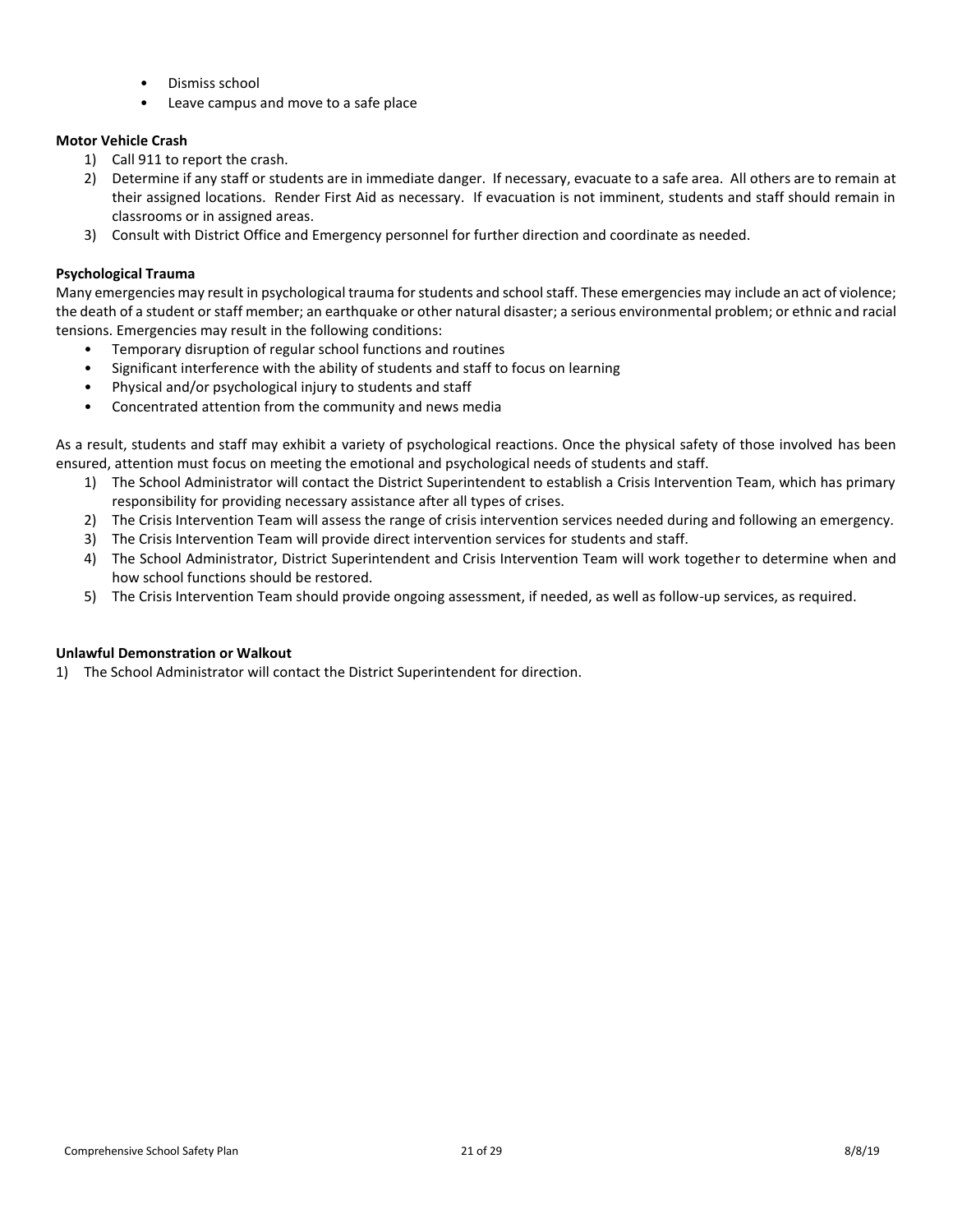- Dismiss school
- Leave campus and move to a safe place

**Motor Vehicle Crash**

1) Call 911 to report the crash.
2) Determine if any staff or students are in immediate danger. If necessary, evacuate to a safe area. All others are to remain at their assigned locations. Render First Aid as necessary. If evacuation is not imminent, students and staff should remain in classrooms or in assigned areas.
3) Consult with District Office and Emergency personnel for further direction and coordinate as needed.

**Psychological Trauma**

Many emergencies may result in psychological trauma for students and school staff. These emergencies may include an act of violence; the death of a student or staff member; an earthquake or other natural disaster; a serious environmental problem; or ethnic and racial tensions. Emergencies may result in the following conditions:

- Temporary disruption of regular school functions and routines
- Significant interference with the ability of students and staff to focus on learning
- Physical and/or psychological injury to students and staff
- Concentrated attention from the community and news media

As a result, students and staff may exhibit a variety of psychological reactions. Once the physical safety of those involved has been ensured, attention must focus on meeting the emotional and psychological needs of students and staff.

1) The School Administrator will contact the District Superintendent to establish a Crisis Intervention Team, which has primary responsibility for providing necessary assistance after all types of crises.
2) The Crisis Intervention Team will assess the range of crisis intervention services needed during and following an emergency.
3) The Crisis Intervention Team will provide direct intervention services for students and staff.
4) The School Administrator, District Superintendent and Crisis Intervention Team will work together to determine when and how school functions should be restored.
5) The Crisis Intervention Team should provide ongoing assessment, if needed, as well as follow-up services, as required.

**Unlawful Demonstration or Walkout**

1) The School Administrator will contact the District Superintendent for direction.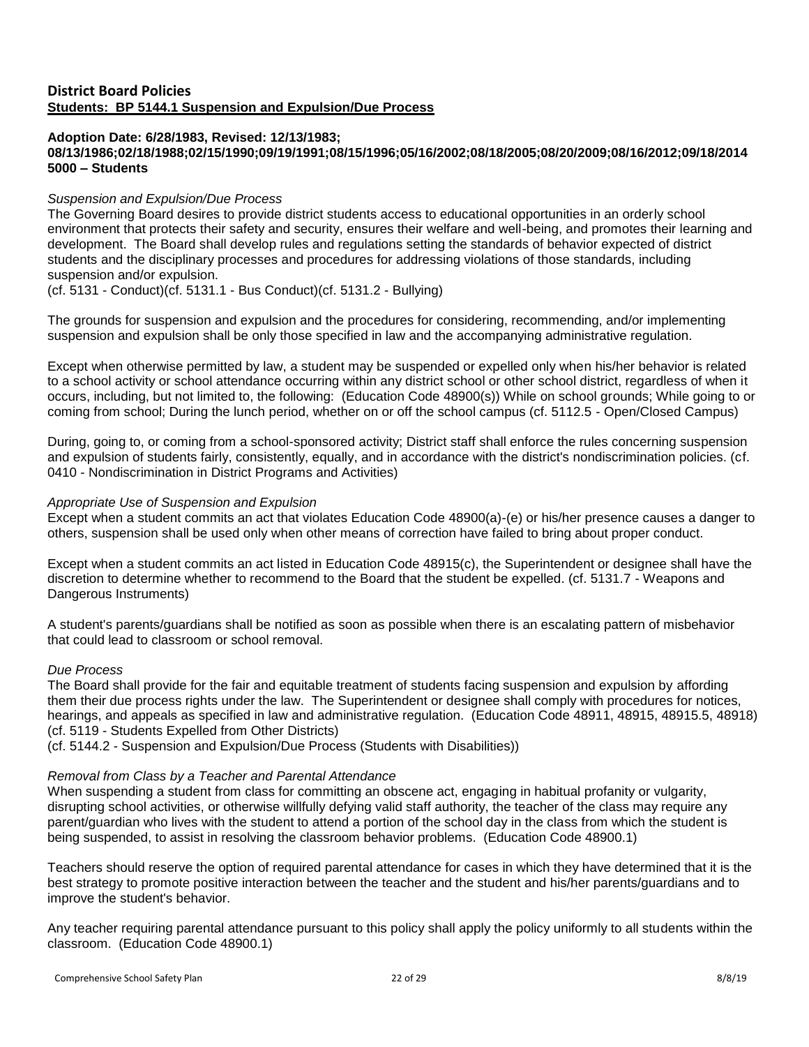## District Board Policies

**Students: BP 5144.1 Suspension and Expulsion/Due Process**

**Adoption Date: 6/28/1983, Revised: 12/13/1983; 08/13/1986;02/18/1988;02/15/1990;09/19/1991;08/15/1996;05/16/2002;08/18/2005;08/20/2009;08/16/2012;09/18/2014**
**5000 – Students**

*Suspension and Expulsion/Due Process*

The Governing Board desires to provide district students access to educational opportunities in an orderly school environment that protects their safety and security, ensures their welfare and well-being, and promotes their learning and development. The Board shall develop rules and regulations setting the standards of behavior expected of district students and the disciplinary processes and procedures for addressing violations of those standards, including suspension and/or expulsion.
(cf. 5131 - Conduct)(cf. 5131.1 - Bus Conduct)(cf. 5131.2 - Bullying)

The grounds for suspension and expulsion and the procedures for considering, recommending, and/or implementing suspension and expulsion shall be only those specified in law and the accompanying administrative regulation.

Except when otherwise permitted by law, a student may be suspended or expelled only when his/her behavior is related to a school activity or school attendance occurring within any district school or other school district, regardless of when it occurs, including, but not limited to, the following: (Education Code 48900(s)) While on school grounds; While going to or coming from school; During the lunch period, whether on or off the school campus (cf. 5112.5 - Open/Closed Campus)

During, going to, or coming from a school-sponsored activity; District staff shall enforce the rules concerning suspension and expulsion of students fairly, consistently, equally, and in accordance with the district's nondiscrimination policies. (cf. 0410 - Nondiscrimination in District Programs and Activities)

*Appropriate Use of Suspension and Expulsion*

Except when a student commits an act that violates Education Code 48900(a)-(e) or his/her presence causes a danger to others, suspension shall be used only when other means of correction have failed to bring about proper conduct.

Except when a student commits an act listed in Education Code 48915(c), the Superintendent or designee shall have the discretion to determine whether to recommend to the Board that the student be expelled. (cf. 5131.7 - Weapons and Dangerous Instruments)

A student's parents/guardians shall be notified as soon as possible when there is an escalating pattern of misbehavior that could lead to classroom or school removal.

*Due Process*

The Board shall provide for the fair and equitable treatment of students facing suspension and expulsion by affording them their due process rights under the law. The Superintendent or designee shall comply with procedures for notices, hearings, and appeals as specified in law and administrative regulation. (Education Code 48911, 48915, 48915.5, 48918)
(cf. 5119 - Students Expelled from Other Districts)
(cf. 5144.2 - Suspension and Expulsion/Due Process (Students with Disabilities))

*Removal from Class by a Teacher and Parental Attendance*

When suspending a student from class for committing an obscene act, engaging in habitual profanity or vulgarity, disrupting school activities, or otherwise willfully defying valid staff authority, the teacher of the class may require any parent/guardian who lives with the student to attend a portion of the school day in the class from which the student is being suspended, to assist in resolving the classroom behavior problems. (Education Code 48900.1)

Teachers should reserve the option of required parental attendance for cases in which they have determined that it is the best strategy to promote positive interaction between the teacher and the student and his/her parents/guardians and to improve the student's behavior.

Any teacher requiring parental attendance pursuant to this policy shall apply the policy uniformly to all students within the classroom. (Education Code 48900.1)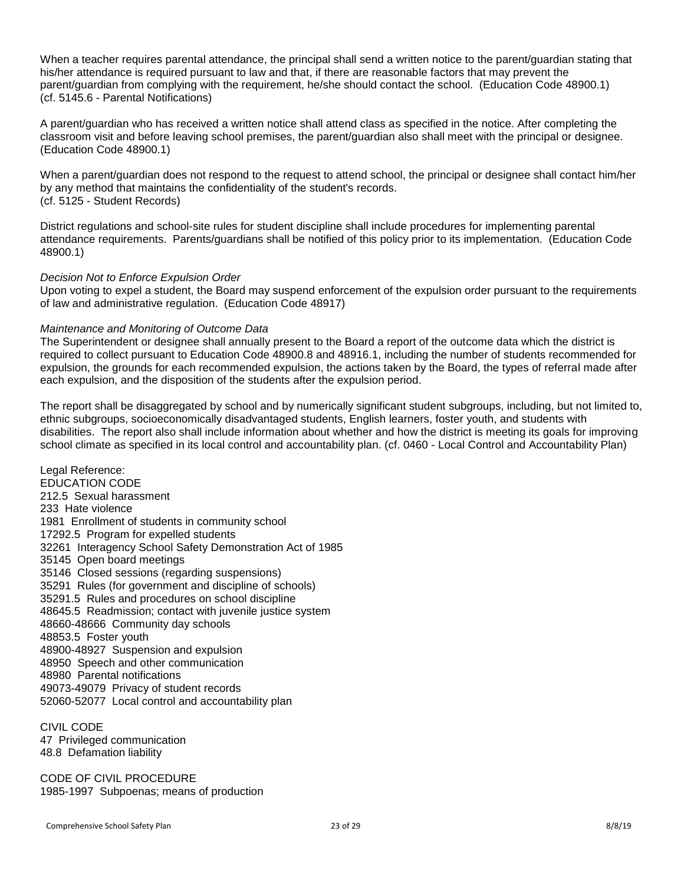When a teacher requires parental attendance, the principal shall send a written notice to the parent/guardian stating that his/her attendance is required pursuant to law and that, if there are reasonable factors that may prevent the parent/guardian from complying with the requirement, he/she should contact the school. (Education Code 48900.1)
(cf. 5145.6 - Parental Notifications)

A parent/guardian who has received a written notice shall attend class as specified in the notice. After completing the classroom visit and before leaving school premises, the parent/guardian also shall meet with the principal or designee. (Education Code 48900.1)

When a parent/guardian does not respond to the request to attend school, the principal or designee shall contact him/her by any method that maintains the confidentiality of the student's records.
(cf. 5125 - Student Records)

District regulations and school-site rules for student discipline shall include procedures for implementing parental attendance requirements. Parents/guardians shall be notified of this policy prior to its implementation. (Education Code 48900.1)

*Decision Not to Enforce Expulsion Order*
Upon voting to expel a student, the Board may suspend enforcement of the expulsion order pursuant to the requirements of law and administrative regulation. (Education Code 48917)

*Maintenance and Monitoring of Outcome Data*
The Superintendent or designee shall annually present to the Board a report of the outcome data which the district is required to collect pursuant to Education Code 48900.8 and 48916.1, including the number of students recommended for expulsion, the grounds for each recommended expulsion, the actions taken by the Board, the types of referral made after each expulsion, and the disposition of the students after the expulsion period.

The report shall be disaggregated by school and by numerically significant student subgroups, including, but not limited to, ethnic subgroups, socioeconomically disadvantaged students, English learners, foster youth, and students with disabilities. The report also shall include information about whether and how the district is meeting its goals for improving school climate as specified in its local control and accountability plan. (cf. 0460 - Local Control and Accountability Plan)

Legal Reference:
EDUCATION CODE
212.5 Sexual harassment
233 Hate violence
1981 Enrollment of students in community school
17292.5 Program for expelled students
32261 Interagency School Safety Demonstration Act of 1985
35145 Open board meetings
35146 Closed sessions (regarding suspensions)
35291 Rules (for government and discipline of schools)
35291.5 Rules and procedures on school discipline
48645.5 Readmission; contact with juvenile justice system
48660-48666 Community day schools
48853.5 Foster youth
48900-48927 Suspension and expulsion
48950 Speech and other communication
48980 Parental notifications
49073-49079 Privacy of student records
52060-52077 Local control and accountability plan

CIVIL CODE
47 Privileged communication
48.8 Defamation liability

CODE OF CIVIL PROCEDURE
1985-1997 Subpoenas; means of production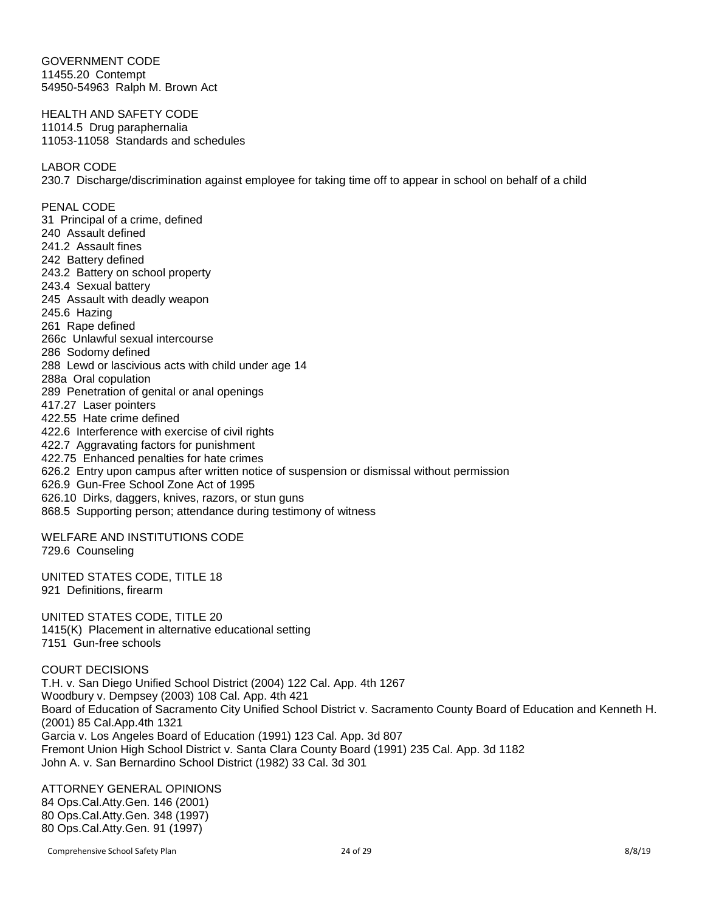GOVERNMENT CODE
11455.20  Contempt
54950-54963  Ralph M. Brown Act

HEALTH AND SAFETY CODE
11014.5  Drug paraphernalia
11053-11058  Standards and schedules

LABOR CODE
230.7  Discharge/discrimination against employee for taking time off to appear in school on behalf of a child

PENAL CODE
31  Principal of a crime, defined
240  Assault defined
241.2  Assault fines
242  Battery defined
243.2  Battery on school property
243.4  Sexual battery
245  Assault with deadly weapon
245.6  Hazing
261  Rape defined
266c  Unlawful sexual intercourse
286  Sodomy defined
288  Lewd or lascivious acts with child under age 14
288a  Oral copulation
289  Penetration of genital or anal openings
417.27  Laser pointers
422.55  Hate crime defined
422.6  Interference with exercise of civil rights
422.7  Aggravating factors for punishment
422.75  Enhanced penalties for hate crimes
626.2  Entry upon campus after written notice of suspension or dismissal without permission
626.9  Gun-Free School Zone Act of 1995
626.10  Dirks, daggers, knives, razors, or stun guns
868.5  Supporting person; attendance during testimony of witness

WELFARE AND INSTITUTIONS CODE
729.6  Counseling

UNITED STATES CODE, TITLE 18
921  Definitions, firearm

UNITED STATES CODE, TITLE 20
1415(K)  Placement in alternative educational setting
7151  Gun-free schools

COURT DECISIONS
T.H. v. San Diego Unified School District (2004) 122 Cal. App. 4th 1267
Woodbury v. Dempsey (2003) 108 Cal. App. 4th 421
Board of Education of Sacramento City Unified School District v. Sacramento County Board of Education and Kenneth H. (2001) 85 Cal.App.4th 1321
Garcia v. Los Angeles Board of Education (1991) 123 Cal. App. 3d 807
Fremont Union High School District v. Santa Clara County Board (1991) 235 Cal. App. 3d 1182
John A. v. San Bernardino School District (1982) 33 Cal. 3d 301

ATTORNEY GENERAL OPINIONS
84 Ops.Cal.Atty.Gen. 146 (2001)
80 Ops.Cal.Atty.Gen. 348 (1997)
80 Ops.Cal.Atty.Gen. 91 (1997)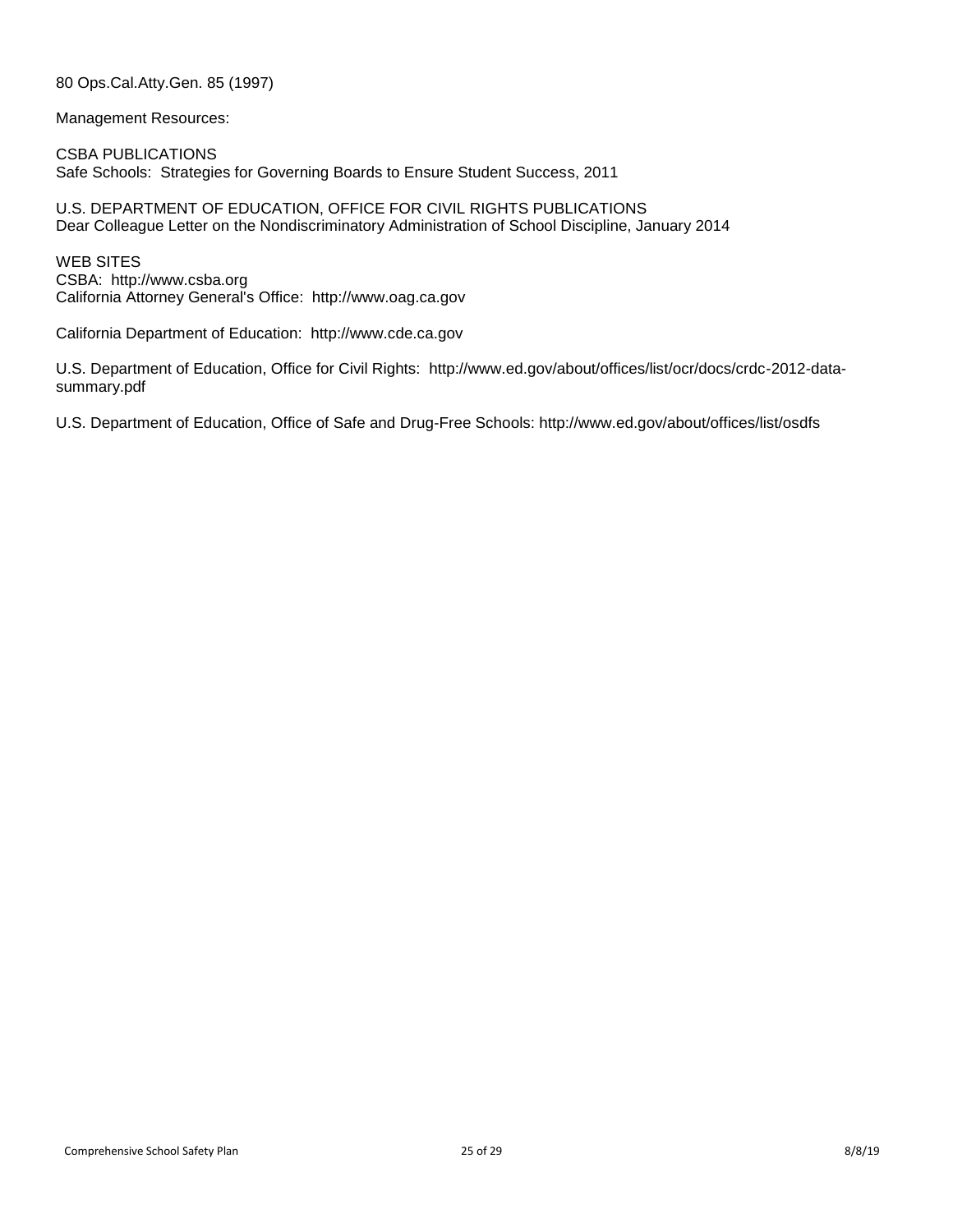80 Ops.Cal.Atty.Gen. 85 (1997)

Management Resources:

CSBA PUBLICATIONS
Safe Schools: Strategies for Governing Boards to Ensure Student Success, 2011

U.S. DEPARTMENT OF EDUCATION, OFFICE FOR CIVIL RIGHTS PUBLICATIONS
Dear Colleague Letter on the Nondiscriminatory Administration of School Discipline, January 2014

WEB SITES
CSBA: http://www.csba.org
California Attorney General's Office: http://www.oag.ca.gov

California Department of Education: http://www.cde.ca.gov

U.S. Department of Education, Office for Civil Rights: http://www.ed.gov/about/offices/list/ocr/docs/crdc-2012-data-summary.pdf

U.S. Department of Education, Office of Safe and Drug-Free Schools: http://www.ed.gov/about/offices/list/osdfs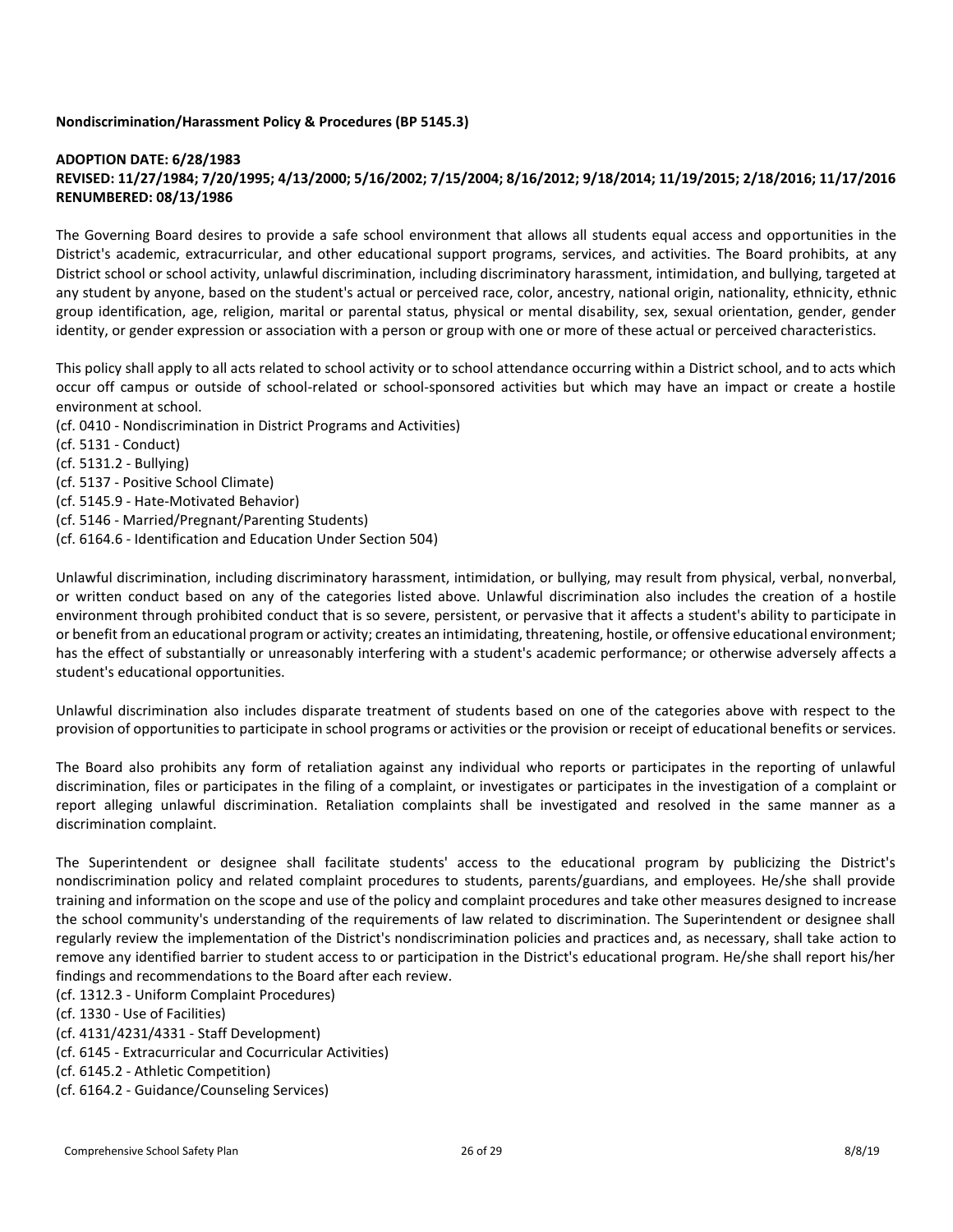**Nondiscrimination/Harassment Policy & Procedures (BP 5145.3)**

**ADOPTION DATE: 6/28/1983**
**REVISED: 11/27/1984; 7/20/1995; 4/13/2000; 5/16/2002; 7/15/2004; 8/16/2012; 9/18/2014; 11/19/2015; 2/18/2016; 11/17/2016**
**RENUMBERED: 08/13/1986**

The Governing Board desires to provide a safe school environment that allows all students equal access and opportunities in the District's academic, extracurricular, and other educational support programs, services, and activities. The Board prohibits, at any District school or school activity, unlawful discrimination, including discriminatory harassment, intimidation, and bullying, targeted at any student by anyone, based on the student's actual or perceived race, color, ancestry, national origin, nationality, ethnicity, ethnic group identification, age, religion, marital or parental status, physical or mental disability, sex, sexual orientation, gender, gender identity, or gender expression or association with a person or group with one or more of these actual or perceived characteristics.

This policy shall apply to all acts related to school activity or to school attendance occurring within a District school, and to acts which occur off campus or outside of school-related or school-sponsored activities but which may have an impact or create a hostile environment at school.

(cf. 0410 - Nondiscrimination in District Programs and Activities)
(cf. 5131 - Conduct)
(cf. 5131.2 - Bullying)
(cf. 5137 - Positive School Climate)
(cf. 5145.9 - Hate-Motivated Behavior)
(cf. 5146 - Married/Pregnant/Parenting Students)
(cf. 6164.6 - Identification and Education Under Section 504)

Unlawful discrimination, including discriminatory harassment, intimidation, or bullying, may result from physical, verbal, nonverbal, or written conduct based on any of the categories listed above. Unlawful discrimination also includes the creation of a hostile environment through prohibited conduct that is so severe, persistent, or pervasive that it affects a student's ability to participate in or benefit from an educational program or activity; creates an intimidating, threatening, hostile, or offensive educational environment; has the effect of substantially or unreasonably interfering with a student's academic performance; or otherwise adversely affects a student's educational opportunities.

Unlawful discrimination also includes disparate treatment of students based on one of the categories above with respect to the provision of opportunities to participate in school programs or activities or the provision or receipt of educational benefits or services.

The Board also prohibits any form of retaliation against any individual who reports or participates in the reporting of unlawful discrimination, files or participates in the filing of a complaint, or investigates or participates in the investigation of a complaint or report alleging unlawful discrimination. Retaliation complaints shall be investigated and resolved in the same manner as a discrimination complaint.

The Superintendent or designee shall facilitate students' access to the educational program by publicizing the District's nondiscrimination policy and related complaint procedures to students, parents/guardians, and employees. He/she shall provide training and information on the scope and use of the policy and complaint procedures and take other measures designed to increase the school community's understanding of the requirements of law related to discrimination. The Superintendent or designee shall regularly review the implementation of the District's nondiscrimination policies and practices and, as necessary, shall take action to remove any identified barrier to student access to or participation in the District's educational program. He/she shall report his/her findings and recommendations to the Board after each review.

(cf. 1312.3 - Uniform Complaint Procedures)
(cf. 1330 - Use of Facilities)
(cf. 4131/4231/4331 - Staff Development)
(cf. 6145 - Extracurricular and Cocurricular Activities)
(cf. 6145.2 - Athletic Competition)
(cf. 6164.2 - Guidance/Counseling Services)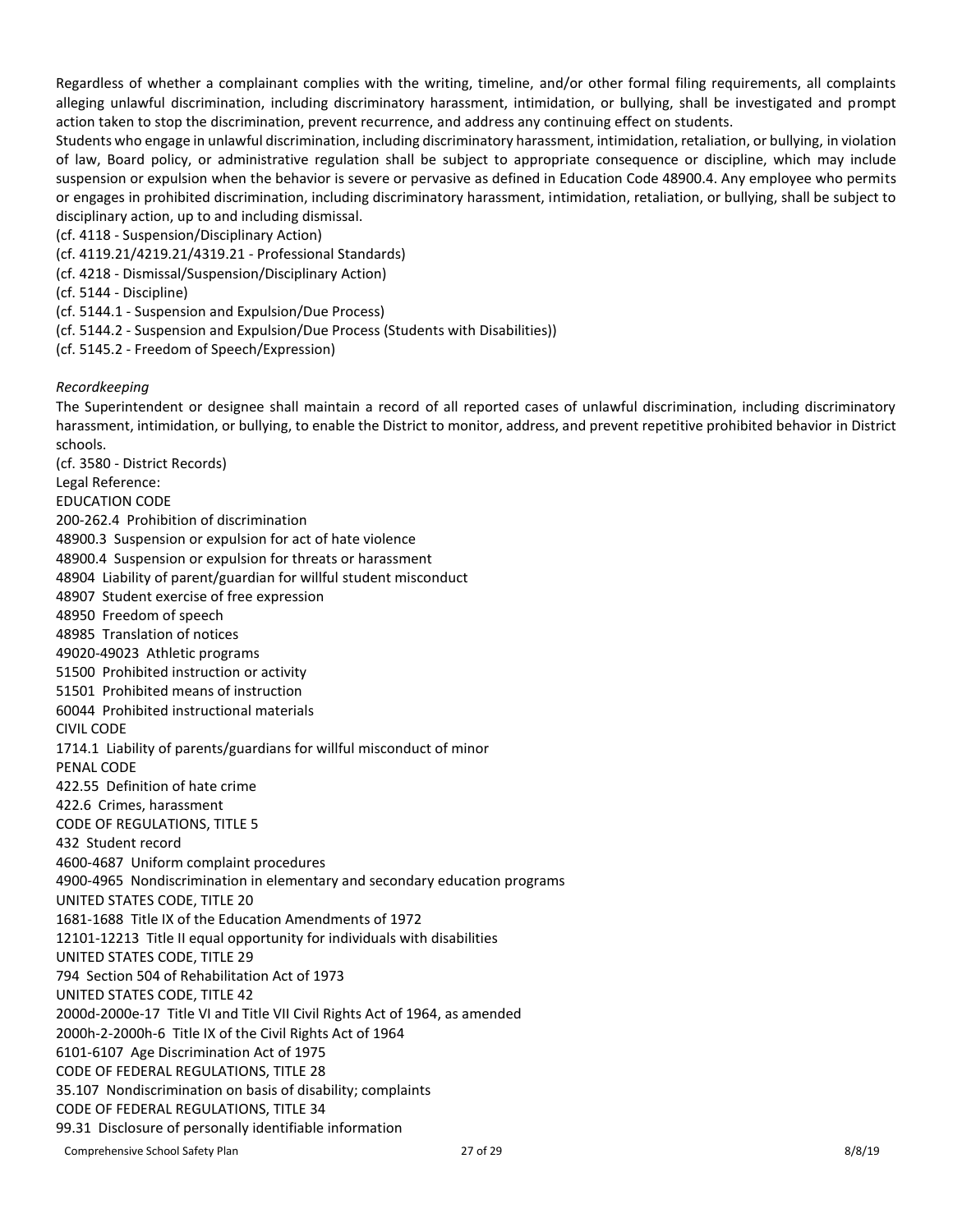Regardless of whether a complainant complies with the writing, timeline, and/or other formal filing requirements, all complaints alleging unlawful discrimination, including discriminatory harassment, intimidation, or bullying, shall be investigated and prompt action taken to stop the discrimination, prevent recurrence, and address any continuing effect on students.

Students who engage in unlawful discrimination, including discriminatory harassment, intimidation, retaliation, or bullying, in violation of law, Board policy, or administrative regulation shall be subject to appropriate consequence or discipline, which may include suspension or expulsion when the behavior is severe or pervasive as defined in Education Code 48900.4. Any employee who permits or engages in prohibited discrimination, including discriminatory harassment, intimidation, retaliation, or bullying, shall be subject to disciplinary action, up to and including dismissal.

(cf. 4118 - Suspension/Disciplinary Action)
(cf. 4119.21/4219.21/4319.21 - Professional Standards)
(cf. 4218 - Dismissal/Suspension/Disciplinary Action)
(cf. 5144 - Discipline)
(cf. 5144.1 - Suspension and Expulsion/Due Process)
(cf. 5144.2 - Suspension and Expulsion/Due Process (Students with Disabilities))
(cf. 5145.2 - Freedom of Speech/Expression)

*Recordkeeping*

The Superintendent or designee shall maintain a record of all reported cases of unlawful discrimination, including discriminatory harassment, intimidation, or bullying, to enable the District to monitor, address, and prevent repetitive prohibited behavior in District schools.

(cf. 3580 - District Records)

Legal Reference:

EDUCATION CODE
200-262.4 Prohibition of discrimination
48900.3 Suspension or expulsion for act of hate violence
48900.4 Suspension or expulsion for threats or harassment
48904 Liability of parent/guardian for willful student misconduct
48907 Student exercise of free expression
48950 Freedom of speech
48985 Translation of notices
49020-49023 Athletic programs
51500 Prohibited instruction or activity
51501 Prohibited means of instruction
60044 Prohibited instructional materials

CIVIL CODE
1714.1 Liability of parents/guardians for willful misconduct of minor

PENAL CODE
422.55 Definition of hate crime
422.6 Crimes, harassment

CODE OF REGULATIONS, TITLE 5
432 Student record
4600-4687 Uniform complaint procedures
4900-4965 Nondiscrimination in elementary and secondary education programs

UNITED STATES CODE, TITLE 20
1681-1688 Title IX of the Education Amendments of 1972
12101-12213 Title II equal opportunity for individuals with disabilities

UNITED STATES CODE, TITLE 29
794 Section 504 of Rehabilitation Act of 1973

UNITED STATES CODE, TITLE 42
2000d-2000e-17 Title VI and Title VII Civil Rights Act of 1964, as amended
2000h-2-2000h-6 Title IX of the Civil Rights Act of 1964
6101-6107 Age Discrimination Act of 1975

CODE OF FEDERAL REGULATIONS, TITLE 28
35.107 Nondiscrimination on basis of disability; complaints

CODE OF FEDERAL REGULATIONS, TITLE 34
99.31 Disclosure of personally identifiable information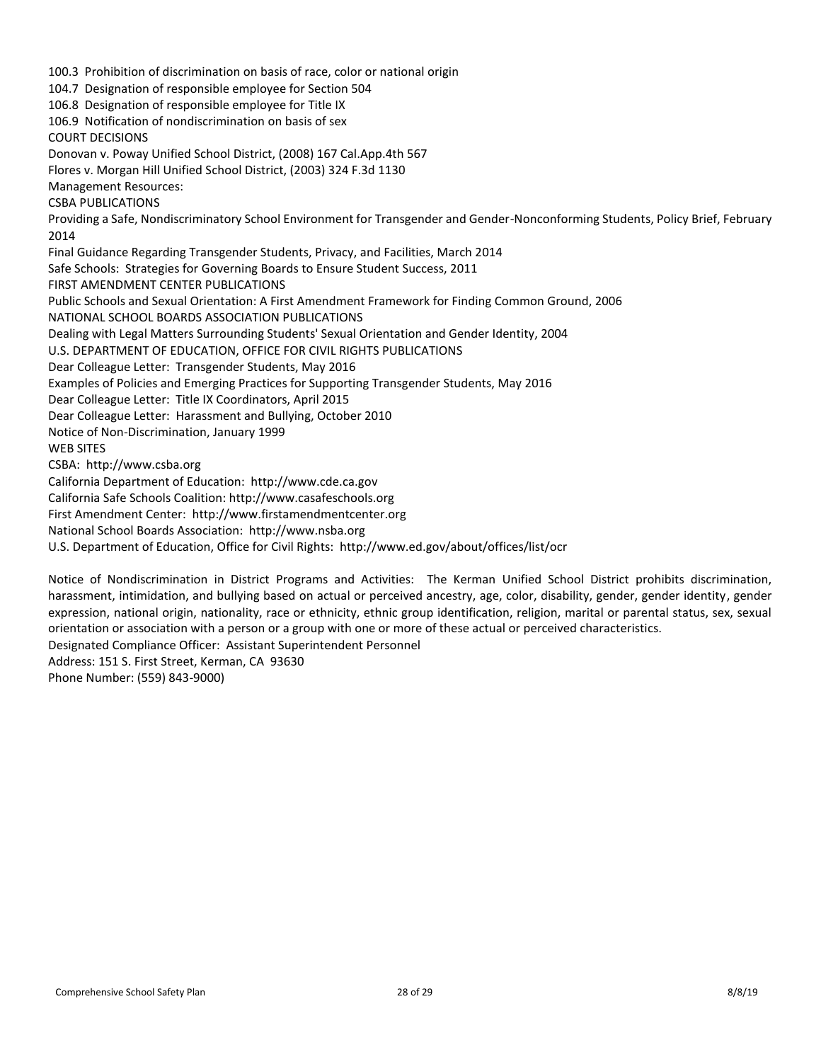100.3 Prohibition of discrimination on basis of race, color or national origin
104.7 Designation of responsible employee for Section 504
106.8 Designation of responsible employee for Title IX
106.9 Notification of nondiscrimination on basis of sex
COURT DECISIONS
Donovan v. Poway Unified School District, (2008) 167 Cal.App.4th 567
Flores v. Morgan Hill Unified School District, (2003) 324 F.3d 1130
Management Resources:
CSBA PUBLICATIONS
Providing a Safe, Nondiscriminatory School Environment for Transgender and Gender-Nonconforming Students, Policy Brief, February 2014
Final Guidance Regarding Transgender Students, Privacy, and Facilities, March 2014
Safe Schools: Strategies for Governing Boards to Ensure Student Success, 2011
FIRST AMENDMENT CENTER PUBLICATIONS
Public Schools and Sexual Orientation: A First Amendment Framework for Finding Common Ground, 2006
NATIONAL SCHOOL BOARDS ASSOCIATION PUBLICATIONS
Dealing with Legal Matters Surrounding Students' Sexual Orientation and Gender Identity, 2004
U.S. DEPARTMENT OF EDUCATION, OFFICE FOR CIVIL RIGHTS PUBLICATIONS
Dear Colleague Letter: Transgender Students, May 2016
Examples of Policies and Emerging Practices for Supporting Transgender Students, May 2016
Dear Colleague Letter: Title IX Coordinators, April 2015
Dear Colleague Letter: Harassment and Bullying, October 2010
Notice of Non-Discrimination, January 1999
WEB SITES
CSBA: http://www.csba.org
California Department of Education: http://www.cde.ca.gov
California Safe Schools Coalition: http://www.casafeschools.org
First Amendment Center: http://www.firstamendmentcenter.org
National School Boards Association: http://www.nsba.org
U.S. Department of Education, Office for Civil Rights: http://www.ed.gov/about/offices/list/ocr

Notice of Nondiscrimination in District Programs and Activities: The Kerman Unified School District prohibits discrimination, harassment, intimidation, and bullying based on actual or perceived ancestry, age, color, disability, gender, gender identity, gender expression, national origin, nationality, race or ethnicity, ethnic group identification, religion, marital or parental status, sex, sexual orientation or association with a person or a group with one or more of these actual or perceived characteristics.
Designated Compliance Officer: Assistant Superintendent Personnel
Address: 151 S. First Street, Kerman, CA 93630
Phone Number: (559) 843-9000)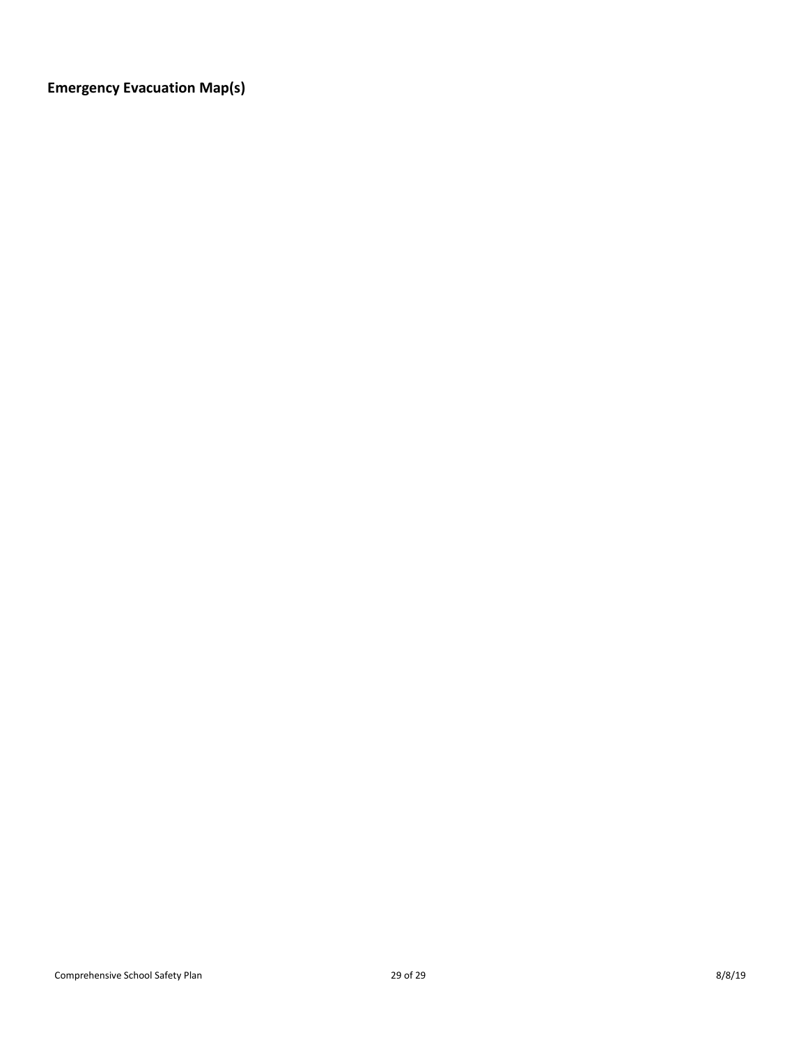## Emergency Evacuation Map(s)